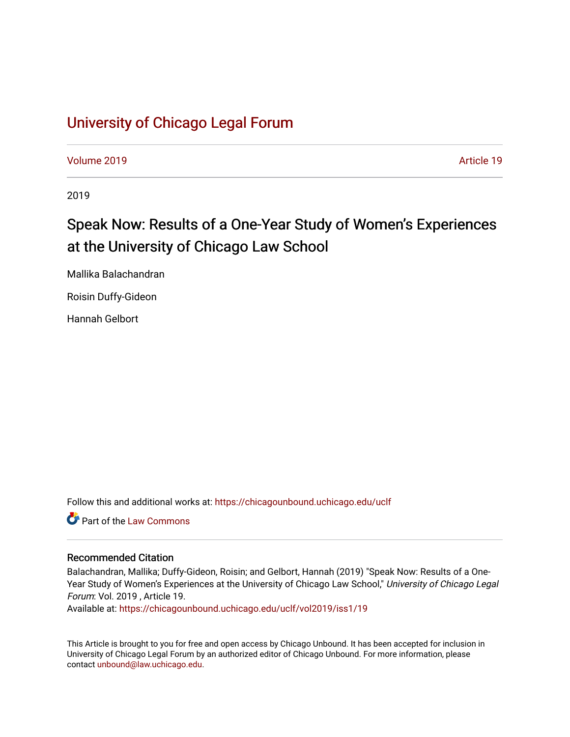# University of Chicago Legal Forum

Volume 2019 Article 19

2019

## Speak Now: Results of a One-Year Study of Women's Experiences at the University of Chicago Law School

Mallika Balachandran

Roisin Duffy-Gideon

Hannah Gelbort

Follow this and additional works at: https://chicagounbound.uchicago.edu/uclf

Part of the Law Commons

### Recommended Citation

Balachandran, Mallika; Duffy-Gideon, Roisin; and Gelbort, Hannah (2019) "Speak Now: Results of a One-Year Study of Women's Experiences at the University of Chicago Law School," *University of Chicago Legal Forum*: Vol. 2019 , Article 19.

Available at: https://chicagounbound.uchicago.edu/uclf/vol2019/iss1/19

This Article is brought to you for free and open access by Chicago Unbound. It has been accepted for inclusion in University of Chicago Legal Forum by an authorized editor of Chicago Unbound. For more information, please contact unbound@law.uchicago.edu.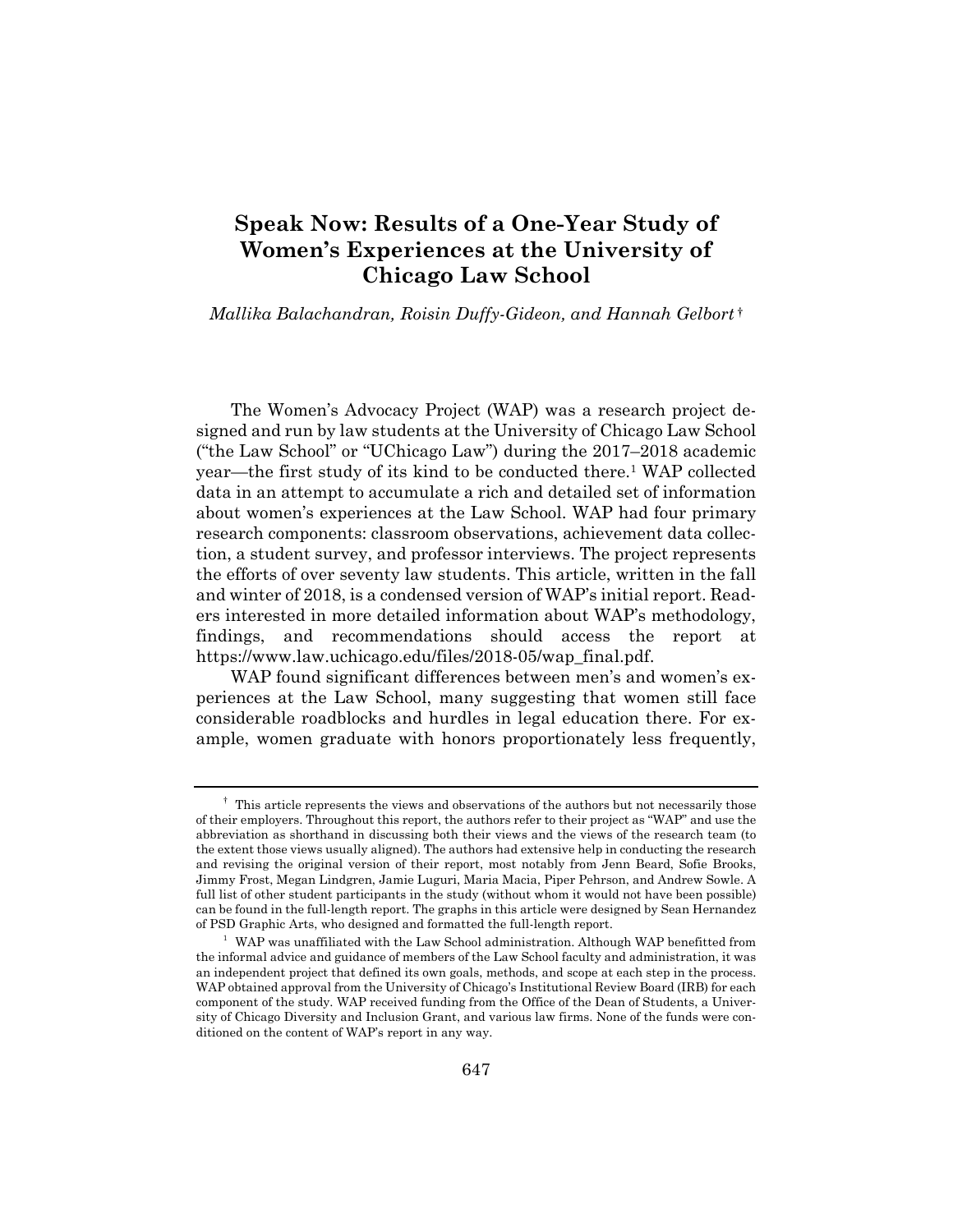# Speak Now: Results of a One-Year Study of Women's Experiences at the University of Chicago Law School

*Mallika Balachandran, Roisin Duffy-Gideon, and Hannah Gelbort* †

The Women's Advocacy Project (WAP) was a research project designed and run by law students at the University of Chicago Law School ("the Law School" or "UChicago Law") during the 2017–2018 academic year—the first study of its kind to be conducted there.[1] WAP collected data in an attempt to accumulate a rich and detailed set of information about women's experiences at the Law School. WAP had four primary research components: classroom observations, achievement data collection, a student survey, and professor interviews. The project represents the efforts of over seventy law students. This article, written in the fall and winter of 2018, is a condensed version of WAP's initial report. Readers interested in more detailed information about WAP's methodology, findings, and recommendations should access the report at https://www.law.uchicago.edu/files/2018-05/wap_final.pdf.

WAP found significant differences between men's and women's experiences at the Law School, many suggesting that women still face considerable roadblocks and hurdles in legal education there. For example, women graduate with honors proportionately less frequently,

---

† This article represents the views and observations of the authors but not necessarily those of their employers. Throughout this report, the authors refer to their project as "WAP" and use the abbreviation as shorthand in discussing both their views and the views of the research team (to the extent those views usually aligned). The authors had extensive help in conducting the research and revising the original version of their report, most notably from Jenn Beard, Sofie Brooks, Jimmy Frost, Megan Lindgren, Jamie Luguri, Maria Macia, Piper Pehrson, and Andrew Sowle. A full list of other student participants in the study (without whom it would not have been possible) can be found in the full-length report. The graphs in this article were designed by Sean Hernandez of PSD Graphic Arts, who designed and formatted the full-length report.

[1] WAP was unaffiliated with the Law School administration. Although WAP benefitted from the informal advice and guidance of members of the Law School faculty and administration, it was an independent project that defined its own goals, methods, and scope at each step in the process. WAP obtained approval from the University of Chicago's Institutional Review Board (IRB) for each component of the study. WAP received funding from the Office of the Dean of Students, a University of Chicago Diversity and Inclusion Grant, and various law firms. None of the funds were conditioned on the content of WAP's report in any way.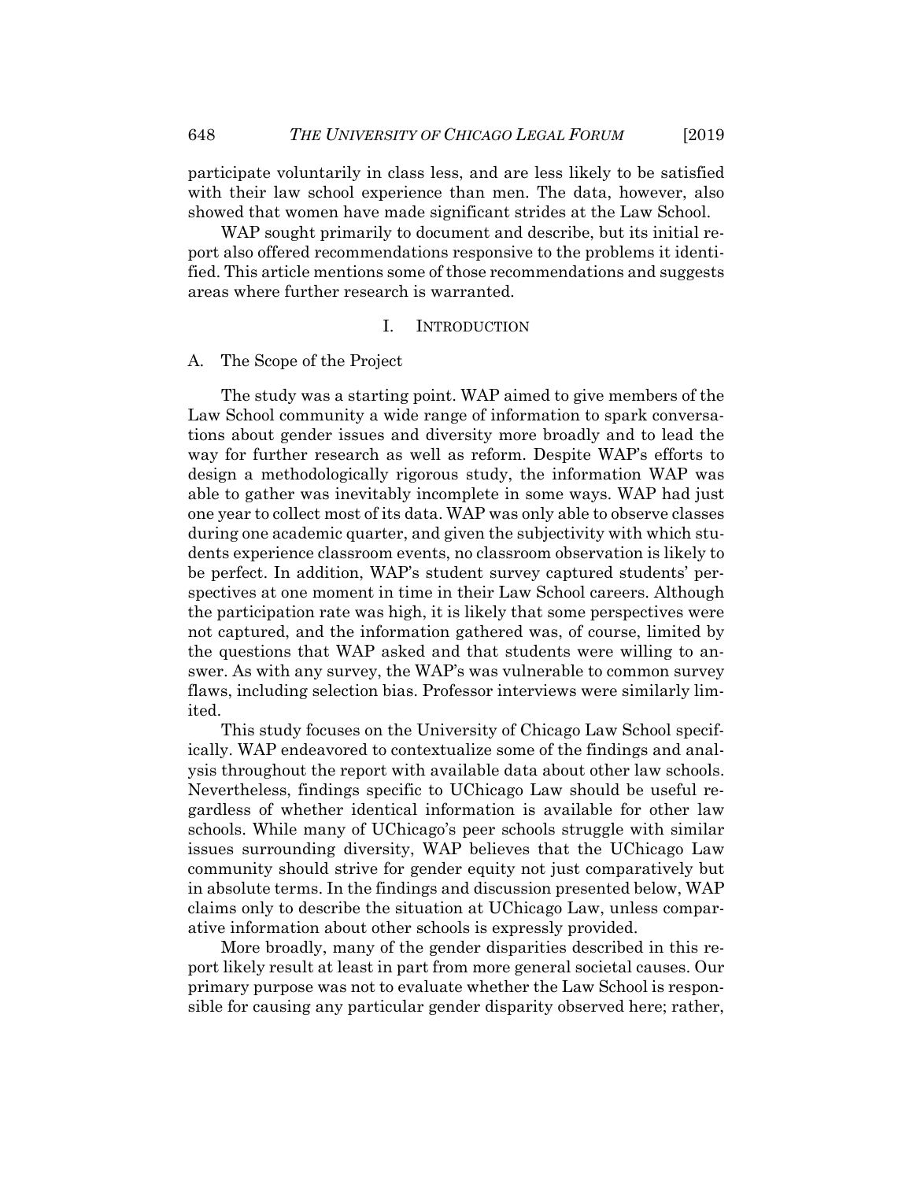participate voluntarily in class less, and are less likely to be satisfied with their law school experience than men. The data, however, also showed that women have made significant strides at the Law School.

WAP sought primarily to document and describe, but its initial report also offered recommendations responsive to the problems it identified. This article mentions some of those recommendations and suggests areas where further research is warranted.

## I. Introduction

### A. The Scope of the Project

The study was a starting point. WAP aimed to give members of the Law School community a wide range of information to spark conversations about gender issues and diversity more broadly and to lead the way for further research as well as reform. Despite WAP's efforts to design a methodologically rigorous study, the information WAP was able to gather was inevitably incomplete in some ways. WAP had just one year to collect most of its data. WAP was only able to observe classes during one academic quarter, and given the subjectivity with which students experience classroom events, no classroom observation is likely to be perfect. In addition, WAP's student survey captured students' perspectives at one moment in time in their Law School careers. Although the participation rate was high, it is likely that some perspectives were not captured, and the information gathered was, of course, limited by the questions that WAP asked and that students were willing to answer. As with any survey, the WAP's was vulnerable to common survey flaws, including selection bias. Professor interviews were similarly limited.

This study focuses on the University of Chicago Law School specifically. WAP endeavored to contextualize some of the findings and analysis throughout the report with available data about other law schools. Nevertheless, findings specific to UChicago Law should be useful regardless of whether identical information is available for other law schools. While many of UChicago's peer schools struggle with similar issues surrounding diversity, WAP believes that the UChicago Law community should strive for gender equity not just comparatively but in absolute terms. In the findings and discussion presented below, WAP claims only to describe the situation at UChicago Law, unless comparative information about other schools is expressly provided.

More broadly, many of the gender disparities described in this report likely result at least in part from more general societal causes. Our primary purpose was not to evaluate whether the Law School is responsible for causing any particular gender disparity observed here; rather,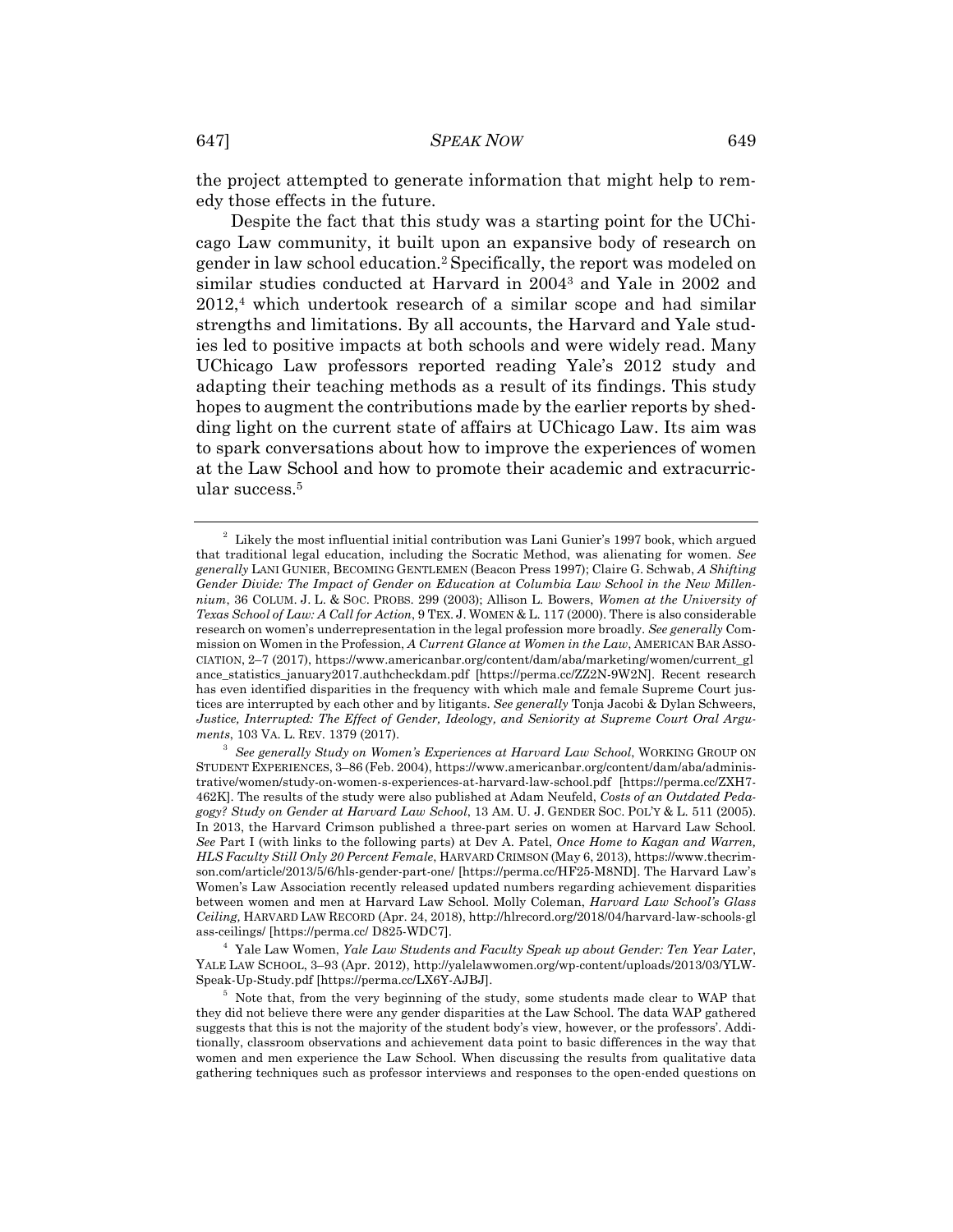the project attempted to generate information that might help to remedy those effects in the future.

Despite the fact that this study was a starting point for the UChicago Law community, it built upon an expansive body of research on gender in law school education.[2] Specifically, the report was modeled on similar studies conducted at Harvard in 2004[3] and Yale in 2002 and 2012,[4] which undertook research of a similar scope and had similar strengths and limitations. By all accounts, the Harvard and Yale studies led to positive impacts at both schools and were widely read. Many UChicago Law professors reported reading Yale's 2012 study and adapting their teaching methods as a result of its findings. This study hopes to augment the contributions made by the earlier reports by shedding light on the current state of affairs at UChicago Law. Its aim was to spark conversations about how to improve the experiences of women at the Law School and how to promote their academic and extracurricular success.[5]

---

[2] Likely the most influential initial contribution was Lani Gunier's 1997 book, which argued that traditional legal education, including the Socratic Method, was alienating for women. *See generally* LANI GUNIER, BECOMING GENTLEMEN (Beacon Press 1997); Claire G. Schwab, *A Shifting Gender Divide: The Impact of Gender on Education at Columbia Law School in the New Millennium*, 36 COLUM. J. L. & SOC. PROBS. 299 (2003); Allison L. Bowers, *Women at the University of Texas School of Law: A Call for Action*, 9 TEX. J. WOMEN & L. 117 (2000). There is also considerable research on women's underrepresentation in the legal profession more broadly. *See generally* Commission on Women in the Profession, *A Current Glance at Women in the Law*, AMERICAN BAR ASSOCIATION, 2–7 (2017), https://www.americanbar.org/content/dam/aba/marketing/women/current_glance_statistics_january2017.authcheckdam.pdf [https://perma.cc/ZZ2N-9W2N]. Recent research has even identified disparities in the frequency with which male and female Supreme Court justices are interrupted by each other and by litigants. *See generally* Tonja Jacobi & Dylan Schweers, *Justice, Interrupted: The Effect of Gender, Ideology, and Seniority at Supreme Court Oral Arguments*, 103 VA. L. REV. 1379 (2017).

[3] *See generally Study on Women's Experiences at Harvard Law School*, WORKING GROUP ON STUDENT EXPERIENCES, 3–86 (Feb. 2004), https://www.americanbar.org/content/dam/aba/administrative/women/study-on-women-s-experiences-at-harvard-law-school.pdf [https://perma.cc/ZXH7-462K]. The results of the study were also published at Adam Neufeld, *Costs of an Outdated Pedagogy? Study on Gender at Harvard Law School*, 13 AM. U. J. GENDER SOC. POL'Y & L. 511 (2005). In 2013, the Harvard Crimson published a three-part series on women at Harvard Law School. *See* Part I (with links to the following parts) at Dev A. Patel, *Once Home to Kagan and Warren, HLS Faculty Still Only 20 Percent Female*, HARVARD CRIMSON (May 6, 2013), https://www.thecrimson.com/article/2013/5/6/hls-gender-part-one/ [https://perma.cc/HF25-M8ND]. The Harvard Law's Women's Law Association recently released updated numbers regarding achievement disparities between women and men at Harvard Law School. Molly Coleman, *Harvard Law School's Glass Ceiling*, HARVARD LAW RECORD (Apr. 24, 2018), http://hlrecord.org/2018/04/harvard-law-schools-glass-ceilings/ [https://perma.cc/ D825-WDC7].

[4] Yale Law Women, *Yale Law Students and Faculty Speak up about Gender: Ten Year Later*, YALE LAW SCHOOL, 3–93 (Apr. 2012), http://yalelawwomen.org/wp-content/uploads/2013/03/YLW-Speak-Up-Study.pdf [https://perma.cc/LX6Y-AJBJ].

[5] Note that, from the very beginning of the study, some students made clear to WAP that they did not believe there were any gender disparities at the Law School. The data WAP gathered suggests that this is not the majority of the student body's view, however, or the professors'. Additionally, classroom observations and achievement data point to basic differences in the way that women and men experience the Law School. When discussing the results from qualitative data gathering techniques such as professor interviews and responses to the open-ended questions on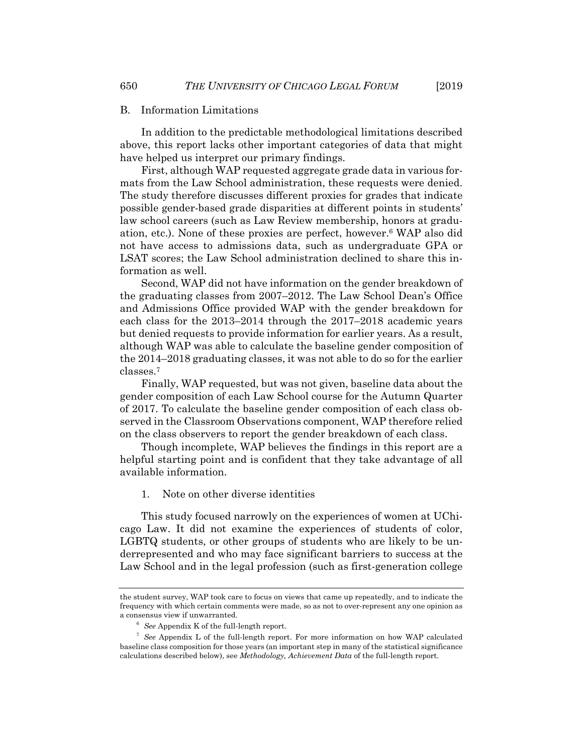## B. Information Limitations

In addition to the predictable methodological limitations described above, this report lacks other important categories of data that might have helped us interpret our primary findings.

First, although WAP requested aggregate grade data in various formats from the Law School administration, these requests were denied. The study therefore discusses different proxies for grades that indicate possible gender-based grade disparities at different points in students' law school careers (such as Law Review membership, honors at graduation, etc.). None of these proxies are perfect, however.[6] WAP also did not have access to admissions data, such as undergraduate GPA or LSAT scores; the Law School administration declined to share this information as well.

Second, WAP did not have information on the gender breakdown of the graduating classes from 2007–2012. The Law School Dean's Office and Admissions Office provided WAP with the gender breakdown for each class for the 2013–2014 through the 2017–2018 academic years but denied requests to provide information for earlier years. As a result, although WAP was able to calculate the baseline gender composition of the 2014–2018 graduating classes, it was not able to do so for the earlier classes.[7]

Finally, WAP requested, but was not given, baseline data about the gender composition of each Law School course for the Autumn Quarter of 2017. To calculate the baseline gender composition of each class observed in the Classroom Observations component, WAP therefore relied on the class observers to report the gender breakdown of each class.

Though incomplete, WAP believes the findings in this report are a helpful starting point and is confident that they take advantage of all available information.

### 1. Note on other diverse identities

This study focused narrowly on the experiences of women at UChicago Law. It did not examine the experiences of students of color, LGBTQ students, or other groups of students who are likely to be underrepresented and who may face significant barriers to success at the Law School and in the legal profession (such as first-generation college

---

the student survey, WAP took care to focus on views that came up repeatedly, and to indicate the frequency with which certain comments were made, so as not to over-represent any one opinion as a consensus view if unwarranted.

[6] *See* Appendix K of the full-length report.

[7] *See* Appendix L of the full-length report. For more information on how WAP calculated baseline class composition for those years (an important step in many of the statistical significance calculations described below), see *Methodology, Achievement Data* of the full-length report.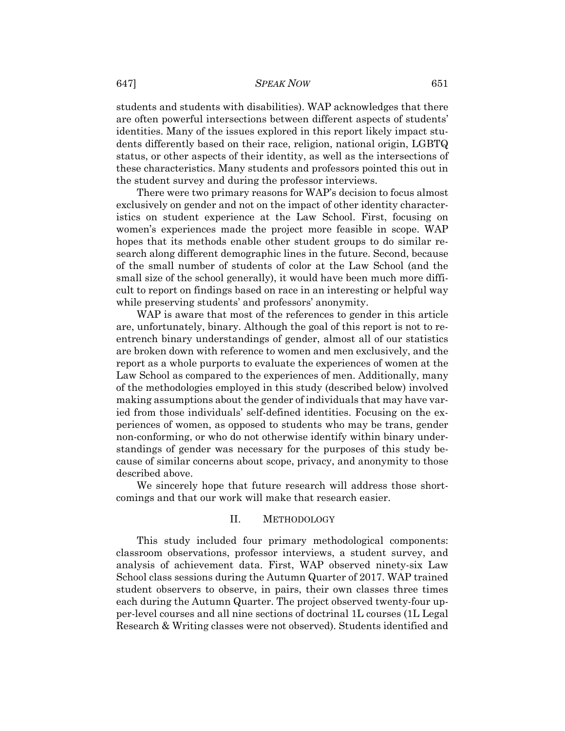students and students with disabilities). WAP acknowledges that there are often powerful intersections between different aspects of students' identities. Many of the issues explored in this report likely impact students differently based on their race, religion, national origin, LGBTQ status, or other aspects of their identity, as well as the intersections of these characteristics. Many students and professors pointed this out in the student survey and during the professor interviews.

There were two primary reasons for WAP's decision to focus almost exclusively on gender and not on the impact of other identity characteristics on student experience at the Law School. First, focusing on women's experiences made the project more feasible in scope. WAP hopes that its methods enable other student groups to do similar research along different demographic lines in the future. Second, because of the small number of students of color at the Law School (and the small size of the school generally), it would have been much more difficult to report on findings based on race in an interesting or helpful way while preserving students' and professors' anonymity.

WAP is aware that most of the references to gender in this article are, unfortunately, binary. Although the goal of this report is not to reentrench binary understandings of gender, almost all of our statistics are broken down with reference to women and men exclusively, and the report as a whole purports to evaluate the experiences of women at the Law School as compared to the experiences of men. Additionally, many of the methodologies employed in this study (described below) involved making assumptions about the gender of individuals that may have varied from those individuals' self-defined identities. Focusing on the experiences of women, as opposed to students who may be trans, gender non-conforming, or who do not otherwise identify within binary understandings of gender was necessary for the purposes of this study because of similar concerns about scope, privacy, and anonymity to those described above.

We sincerely hope that future research will address those shortcomings and that our work will make that research easier.

## II. METHODOLOGY

This study included four primary methodological components: classroom observations, professor interviews, a student survey, and analysis of achievement data. First, WAP observed ninety-six Law School class sessions during the Autumn Quarter of 2017. WAP trained student observers to observe, in pairs, their own classes three times each during the Autumn Quarter. The project observed twenty-four upper-level courses and all nine sections of doctrinal 1L courses (1L Legal Research & Writing classes were not observed). Students identified and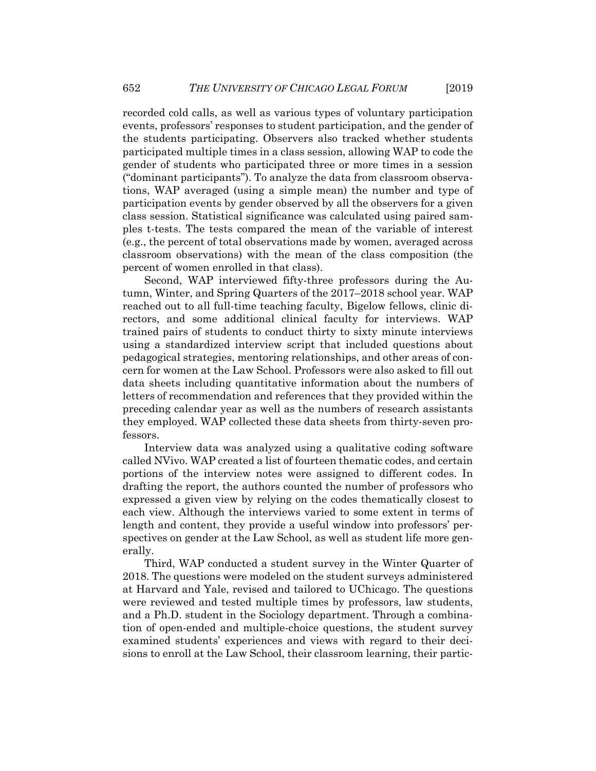recorded cold calls, as well as various types of voluntary participation events, professors' responses to student participation, and the gender of the students participating. Observers also tracked whether students participated multiple times in a class session, allowing WAP to code the gender of students who participated three or more times in a session ("dominant participants"). To analyze the data from classroom observations, WAP averaged (using a simple mean) the number and type of participation events by gender observed by all the observers for a given class session. Statistical significance was calculated using paired samples t-tests. The tests compared the mean of the variable of interest (e.g., the percent of total observations made by women, averaged across classroom observations) with the mean of the class composition (the percent of women enrolled in that class).

Second, WAP interviewed fifty-three professors during the Autumn, Winter, and Spring Quarters of the 2017–2018 school year. WAP reached out to all full-time teaching faculty, Bigelow fellows, clinic directors, and some additional clinical faculty for interviews. WAP trained pairs of students to conduct thirty to sixty minute interviews using a standardized interview script that included questions about pedagogical strategies, mentoring relationships, and other areas of concern for women at the Law School. Professors were also asked to fill out data sheets including quantitative information about the numbers of letters of recommendation and references that they provided within the preceding calendar year as well as the numbers of research assistants they employed. WAP collected these data sheets from thirty-seven professors.

Interview data was analyzed using a qualitative coding software called NVivo. WAP created a list of fourteen thematic codes, and certain portions of the interview notes were assigned to different codes. In drafting the report, the authors counted the number of professors who expressed a given view by relying on the codes thematically closest to each view. Although the interviews varied to some extent in terms of length and content, they provide a useful window into professors' perspectives on gender at the Law School, as well as student life more generally.

Third, WAP conducted a student survey in the Winter Quarter of 2018. The questions were modeled on the student surveys administered at Harvard and Yale, revised and tailored to UChicago. The questions were reviewed and tested multiple times by professors, law students, and a Ph.D. student in the Sociology department. Through a combination of open-ended and multiple-choice questions, the student survey examined students' experiences and views with regard to their decisions to enroll at the Law School, their classroom learning, their partic-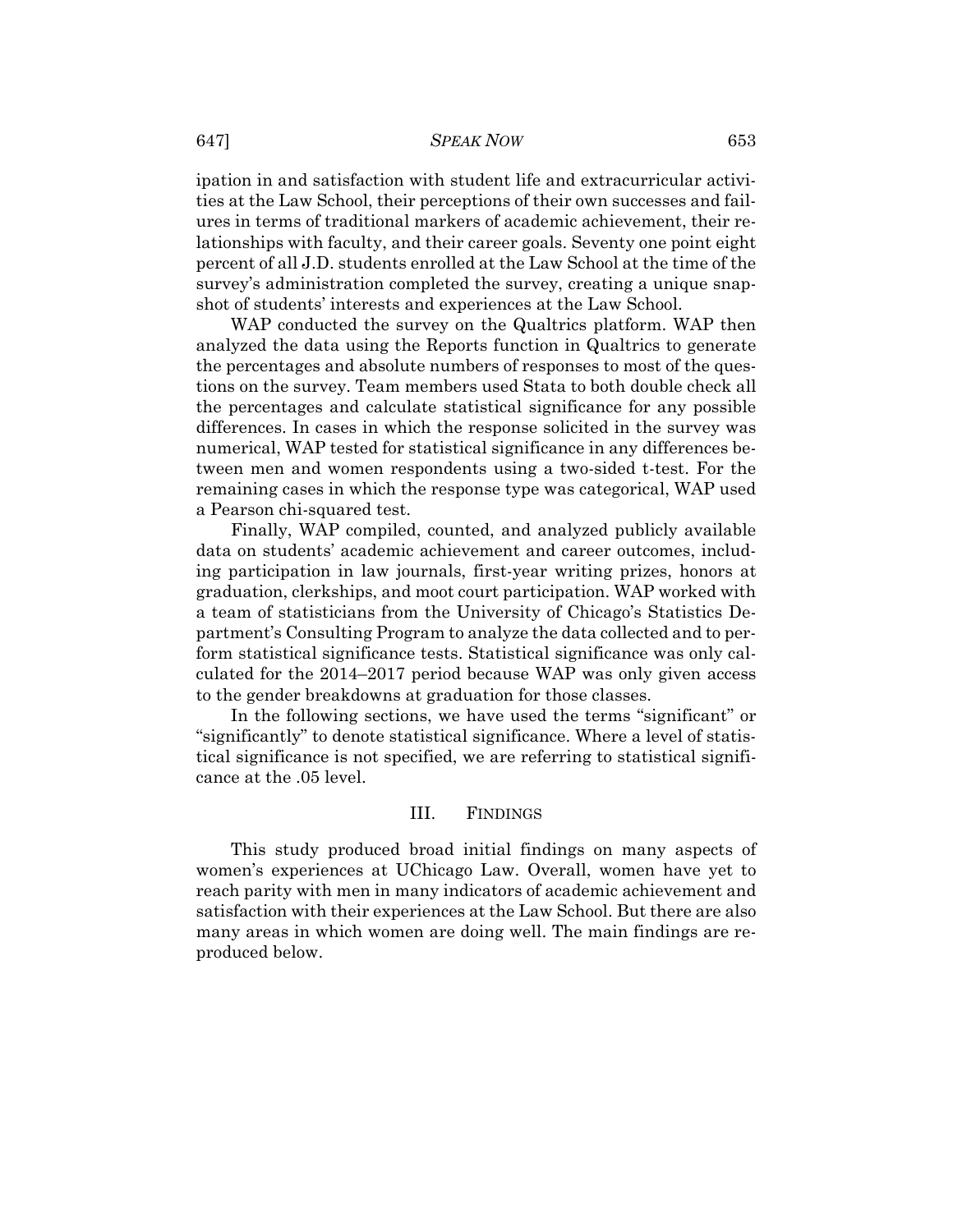ipation in and satisfaction with student life and extracurricular activities at the Law School, their perceptions of their own successes and failures in terms of traditional markers of academic achievement, their relationships with faculty, and their career goals. Seventy one point eight percent of all J.D. students enrolled at the Law School at the time of the survey's administration completed the survey, creating a unique snapshot of students' interests and experiences at the Law School.

WAP conducted the survey on the Qualtrics platform. WAP then analyzed the data using the Reports function in Qualtrics to generate the percentages and absolute numbers of responses to most of the questions on the survey. Team members used Stata to both double check all the percentages and calculate statistical significance for any possible differences. In cases in which the response solicited in the survey was numerical, WAP tested for statistical significance in any differences between men and women respondents using a two-sided t-test. For the remaining cases in which the response type was categorical, WAP used a Pearson chi-squared test.

Finally, WAP compiled, counted, and analyzed publicly available data on students' academic achievement and career outcomes, including participation in law journals, first-year writing prizes, honors at graduation, clerkships, and moot court participation. WAP worked with a team of statisticians from the University of Chicago's Statistics Department's Consulting Program to analyze the data collected and to perform statistical significance tests. Statistical significance was only calculated for the 2014–2017 period because WAP was only given access to the gender breakdowns at graduation for those classes.

In the following sections, we have used the terms "significant" or "significantly" to denote statistical significance. Where a level of statistical significance is not specified, we are referring to statistical significance at the .05 level.

## III. FINDINGS

This study produced broad initial findings on many aspects of women's experiences at UChicago Law. Overall, women have yet to reach parity with men in many indicators of academic achievement and satisfaction with their experiences at the Law School. But there are also many areas in which women are doing well. The main findings are reproduced below.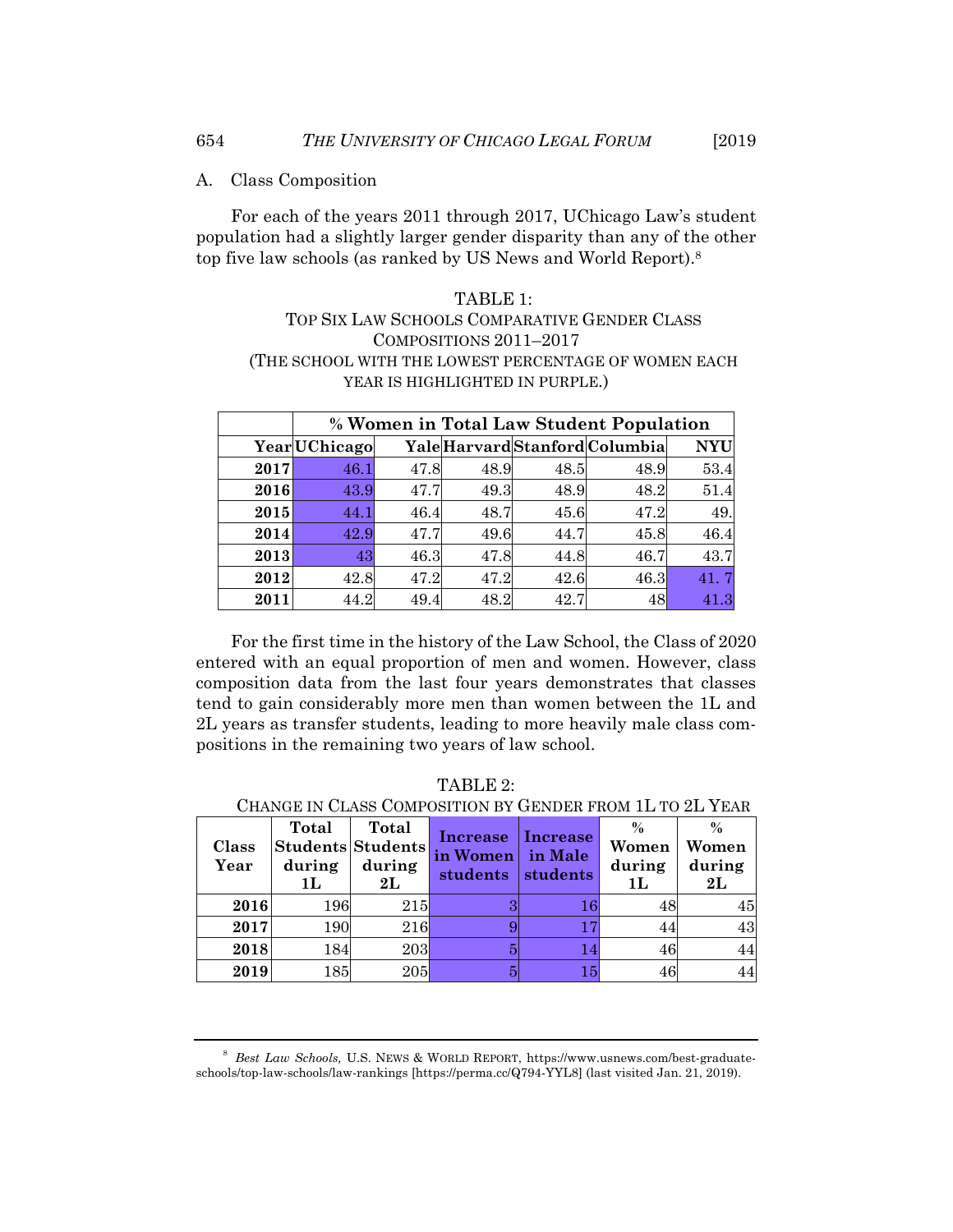A. Class Composition

For each of the years 2011 through 2017, UChicago Law's student population had a slightly larger gender disparity than any of the other top five law schools (as ranked by US News and World Report).[8]

TABLE 1:
TOP SIX LAW SCHOOLS COMPARATIVE GENDER CLASS COMPOSITIONS 2011–2017
(THE SCHOOL WITH THE LOWEST PERCENTAGE OF WOMEN EACH YEAR IS HIGHLIGHTED IN PURPLE.)

| | % Women in Total Law Student Population | | | | | |
|---|---|---|---|---|---|---|
| **Year** | **UChicago** | **Yale** | **Harvard** | **Stanford** | **Columbia** | **NYU** |
| **2017** | 46.1 | 47.8 | 48.9 | 48.5 | 48.9 | 53.4 |
| **2016** | 43.9 | 47.7 | 49.3 | 48.9 | 48.2 | 51.4 |
| **2015** | 44.1 | 46.4 | 48.7 | 45.6 | 47.2 | 49. |
| **2014** | 42.9 | 47.7 | 49.6 | 44.7 | 45.8 | 46.4 |
| **2013** | 43 | 46.3 | 47.8 | 44.8 | 46.7 | 43.7 |
| **2012** | 42.8 | 47.2 | 47.2 | 42.6 | 46.3 | 41. 7 |
| **2011** | 44.2 | 49.4 | 48.2 | 42.7 | 48 | 41.3 |

For the first time in the history of the Law School, the Class of 2020 entered with an equal proportion of men and women. However, class composition data from the last four years demonstrates that classes tend to gain considerably more men than women between the 1L and 2L years as transfer students, leading to more heavily male class compositions in the remaining two years of law school.

TABLE 2:
CHANGE IN CLASS COMPOSITION BY GENDER FROM 1L TO 2L YEAR

| Class Year | Total Students during 1L | Total Students during 2L | Increase in Women students | Increase in Male students | % Women during 1L | % Women during 2L |
|---|---|---|---|---|---|---|
| **2016** | 196 | 215 | 3 | 16 | 48 | 45 |
| **2017** | 190 | 216 | 9 | 17 | 44 | 43 |
| **2018** | 184 | 203 | 5 | 14 | 46 | 44 |
| **2019** | 185 | 205 | 5 | 15 | 46 | 44 |

---

[8] *Best Law Schools,* U.S. NEWS & WORLD REPORT, https://www.usnews.com/best-graduate-schools/top-law-schools/law-rankings [https://perma.cc/Q794-YYL8] (last visited Jan. 21, 2019).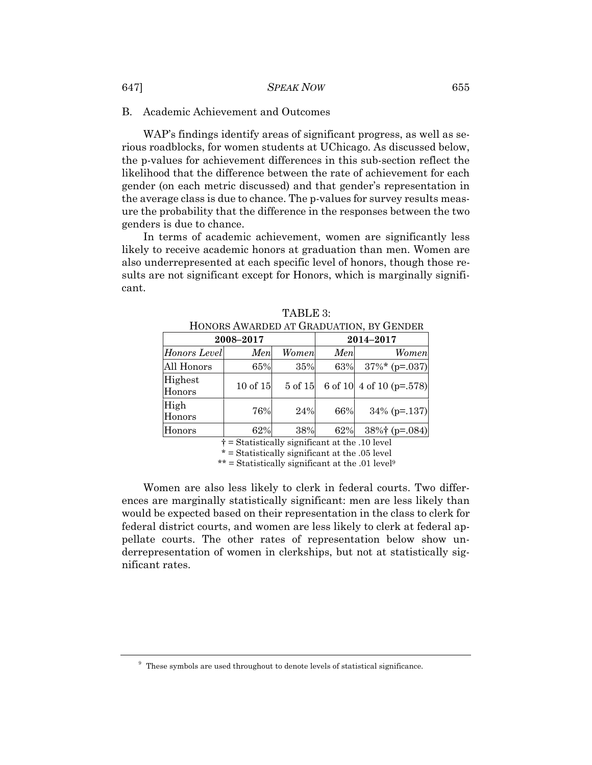### B. Academic Achievement and Outcomes

WAP's findings identify areas of significant progress, as well as serious roadblocks, for women students at UChicago. As discussed below, the p-values for achievement differences in this sub-section reflect the likelihood that the difference between the rate of achievement for each gender (on each metric discussed) and that gender's representation in the average class is due to chance. The p-values for survey results measure the probability that the difference in the responses between the two genders is due to chance.

In terms of academic achievement, women are significantly less likely to receive academic honors at graduation than men. Women are also underrepresented at each specific level of honors, though those results are not significant except for Honors, which is marginally significant.

TABLE 3:
HONORS AWARDED AT GRADUATION, BY GENDER

| 2008–2017 | | | 2014–2017 | |
|---|---|---|---|---|
| *Honors Level* | *Men* | *Women* | *Men* | *Women* |
| All Honors | 65% | 35% | 63% | 37%* (p=.037) |
| Highest Honors | 10 of 15 | 5 of 15 | 6 of 10 | 4 of 10 (p=.578) |
| High Honors | 76% | 24% | 66% | 34% (p=.137) |
| Honors | 62% | 38% | 62% | 38%† (p=.084) |

† = Statistically significant at the .10 level
* = Statistically significant at the .05 level
** = Statistically significant at the .01 level[9]

Women are also less likely to clerk in federal courts. Two differences are marginally statistically significant: men are less likely than would be expected based on their representation in the class to clerk for federal district courts, and women are less likely to clerk at federal appellate courts. The other rates of representation below show underrepresentation of women in clerkships, but not at statistically significant rates.

---

[9] These symbols are used throughout to denote levels of statistical significance.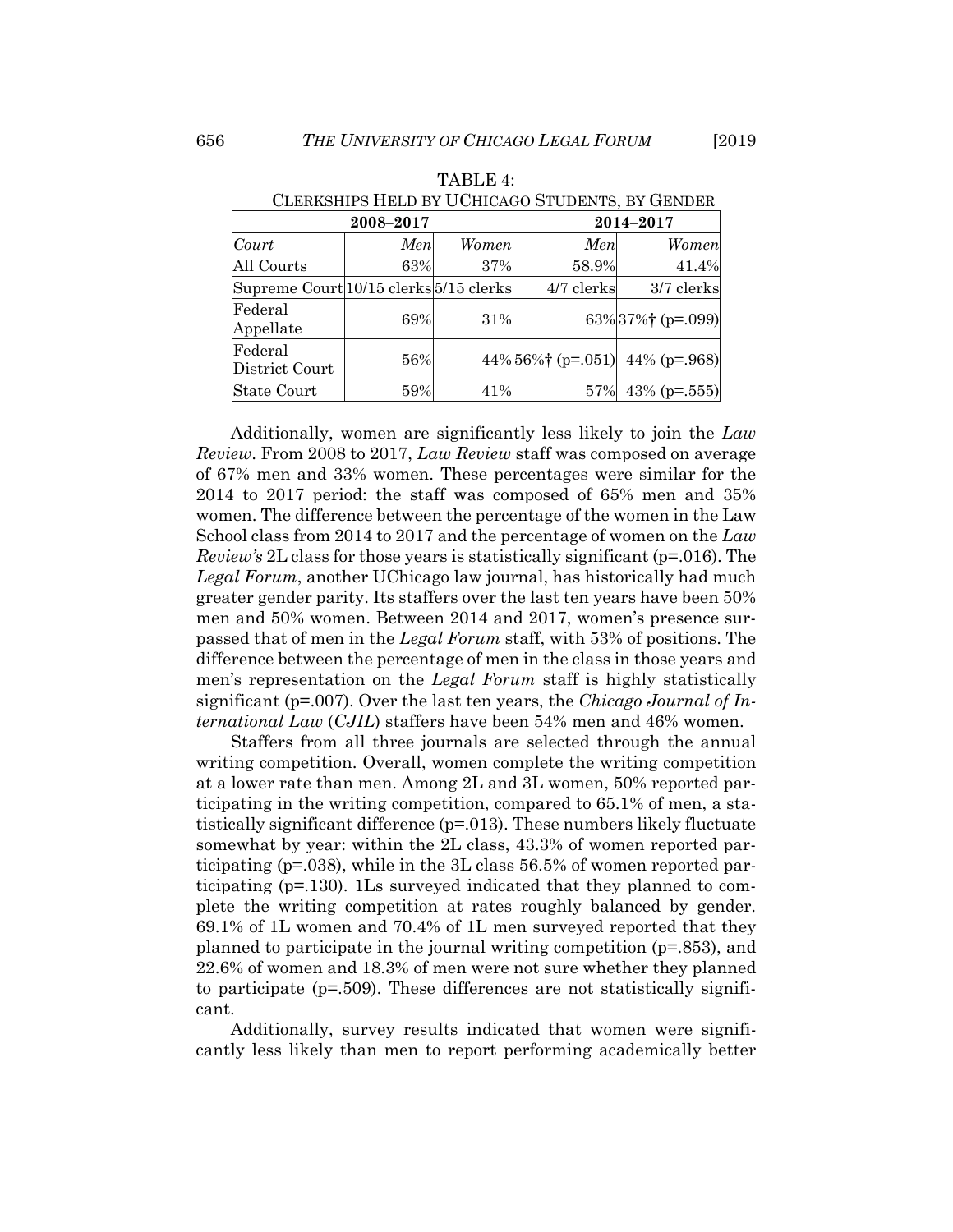TABLE 4:
CLERKSHIPS HELD BY UCHICAGO STUDENTS, BY GENDER

| | 2008–2017 | | 2014–2017 | |
|---|---|---|---|---|
| *Court* | *Men* | *Women* | *Men* | *Women* |
| All Courts | 63% | 37% | 58.9% | 41.4% |
| Supreme Court | 10/15 clerks | 5/15 clerks | 4/7 clerks | 3/7 clerks |
| Federal Appellate | 69% | 31% | 63% | 37%† (p=.099) |
| Federal District Court | 56% | 44% | 56%† (p=.051) | 44% (p=.968) |
| State Court | 59% | 41% | 57% | 43% (p=.555) |

Additionally, women are significantly less likely to join the *Law Review*. From 2008 to 2017, *Law Review* staff was composed on average of 67% men and 33% women. These percentages were similar for the 2014 to 2017 period: the staff was composed of 65% men and 35% women. The difference between the percentage of the women in the Law School class from 2014 to 2017 and the percentage of women on the *Law Review's* 2L class for those years is statistically significant (p=.016). The *Legal Forum*, another UChicago law journal, has historically had much greater gender parity. Its staffers over the last ten years have been 50% men and 50% women. Between 2014 and 2017, women's presence surpassed that of men in the *Legal Forum* staff, with 53% of positions. The difference between the percentage of men in the class in those years and men's representation on the *Legal Forum* staff is highly statistically significant (p=.007). Over the last ten years, the *Chicago Journal of International Law* (*CJIL*) staffers have been 54% men and 46% women.

Staffers from all three journals are selected through the annual writing competition. Overall, women complete the writing competition at a lower rate than men. Among 2L and 3L women, 50% reported participating in the writing competition, compared to 65.1% of men, a statistically significant difference (p=.013). These numbers likely fluctuate somewhat by year: within the 2L class, 43.3% of women reported participating (p=.038), while in the 3L class 56.5% of women reported participating (p=.130). 1Ls surveyed indicated that they planned to complete the writing competition at rates roughly balanced by gender. 69.1% of 1L women and 70.4% of 1L men surveyed reported that they planned to participate in the journal writing competition (p=.853), and 22.6% of women and 18.3% of men were not sure whether they planned to participate (p=.509). These differences are not statistically significant.

Additionally, survey results indicated that women were significantly less likely than men to report performing academically better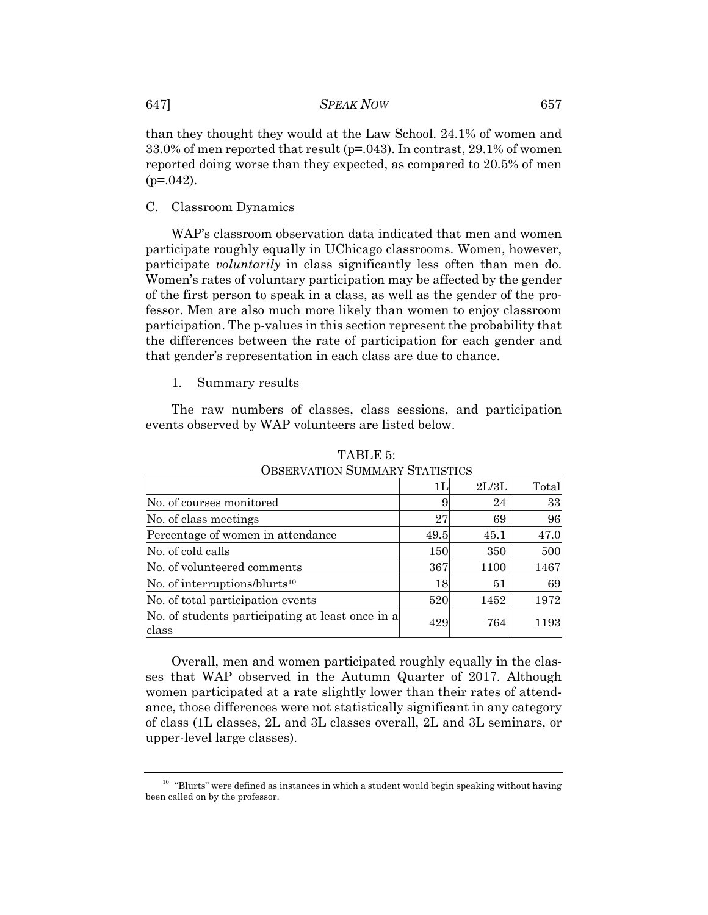than they thought they would at the Law School. 24.1% of women and 33.0% of men reported that result (p=.043). In contrast, 29.1% of women reported doing worse than they expected, as compared to 20.5% of men (p=.042).

## C. Classroom Dynamics

WAP's classroom observation data indicated that men and women participate roughly equally in UChicago classrooms. Women, however, participate *voluntarily* in class significantly less often than men do. Women's rates of voluntary participation may be affected by the gender of the first person to speak in a class, as well as the gender of the professor. Men are also much more likely than women to enjoy classroom participation. The p-values in this section represent the probability that the differences between the rate of participation for each gender and that gender's representation in each class are due to chance.

### 1. Summary results

The raw numbers of classes, class sessions, and participation events observed by WAP volunteers are listed below.

TABLE 5:
OBSERVATION SUMMARY STATISTICS

| | 1L | 2L/3L | Total |
|---|---|---|---|
| No. of courses monitored | 9 | 24 | 33 |
| No. of class meetings | 27 | 69 | 96 |
| Percentage of women in attendance | 49.5 | 45.1 | 47.0 |
| No. of cold calls | 150 | 350 | 500 |
| No. of volunteered comments | 367 | 1100 | 1467 |
| No. of interruptions/blurts[10] | 18 | 51 | 69 |
| No. of total participation events | 520 | 1452 | 1972 |
| No. of students participating at least once in a class | 429 | 764 | 1193 |

Overall, men and women participated roughly equally in the classes that WAP observed in the Autumn Quarter of 2017. Although women participated at a rate slightly lower than their rates of attendance, those differences were not statistically significant in any category of class (1L classes, 2L and 3L classes overall, 2L and 3L seminars, or upper-level large classes).

[10] "Blurts" were defined as instances in which a student would begin speaking without having been called on by the professor.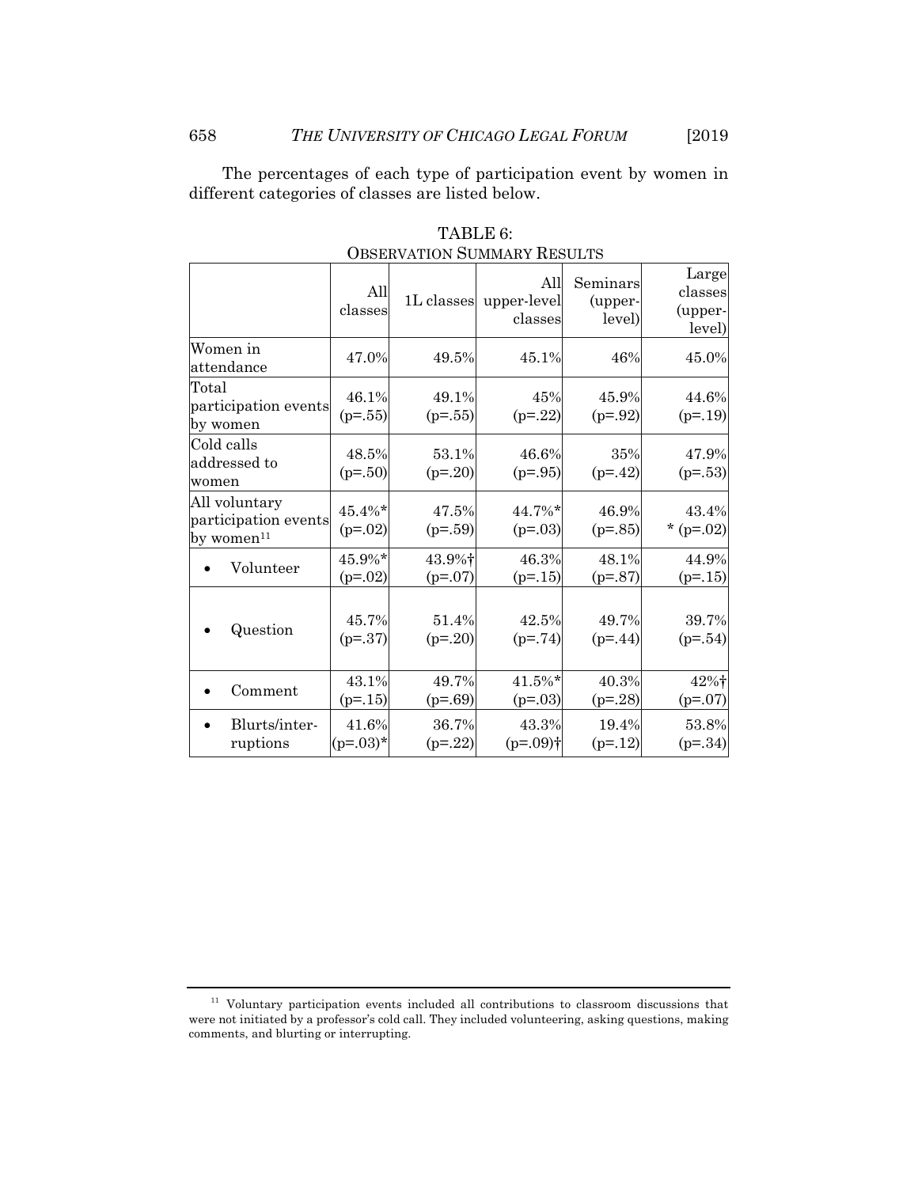The percentages of each type of participation event by women in different categories of classes are listed below.

TABLE 6:
OBSERVATION SUMMARY RESULTS

| | All classes | 1L classes | All upper-level classes | Seminars (upper-level) | Large classes (upper-level) |
|---|---|---|---|---|---|
| Women in attendance | 47.0% | 49.5% | 45.1% | 46% | 45.0% |
| Total participation events by women | 46.1% (p=.55) | 49.1% (p=.55) | 45% (p=.22) | 45.9% (p=.92) | 44.6% (p=.19) |
| Cold calls addressed to women | 48.5% (p=.50) | 53.1% (p=.20) | 46.6% (p=.95) | 35% (p=.42) | 47.9% (p=.53) |
| All voluntary participation events by women[11] | 45.4%* (p=.02) | 47.5% (p=.59) | 44.7%* (p=.03) | 46.9% (p=.85) | 43.4% * (p=.02) |
| • Volunteer | 45.9%* (p=.02) | 43.9%† (p=.07) | 46.3% (p=.15) | 48.1% (p=.87) | 44.9% (p=.15) |
| • Question | 45.7% (p=.37) | 51.4% (p=.20) | 42.5% (p=.74) | 49.7% (p=.44) | 39.7% (p=.54) |
| • Comment | 43.1% (p=.15) | 49.7% (p=.69) | 41.5%* (p=.03) | 40.3% (p=.28) | 42%† (p=.07) |
| • Blurts/interruptions | 41.6% (p=.03)* | 36.7% (p=.22) | 43.3% (p=.09)† | 19.4% (p=.12) | 53.8% (p=.34) |

[11] Voluntary participation events included all contributions to classroom discussions that were not initiated by a professor's cold call. They included volunteering, asking questions, making comments, and blurting or interrupting.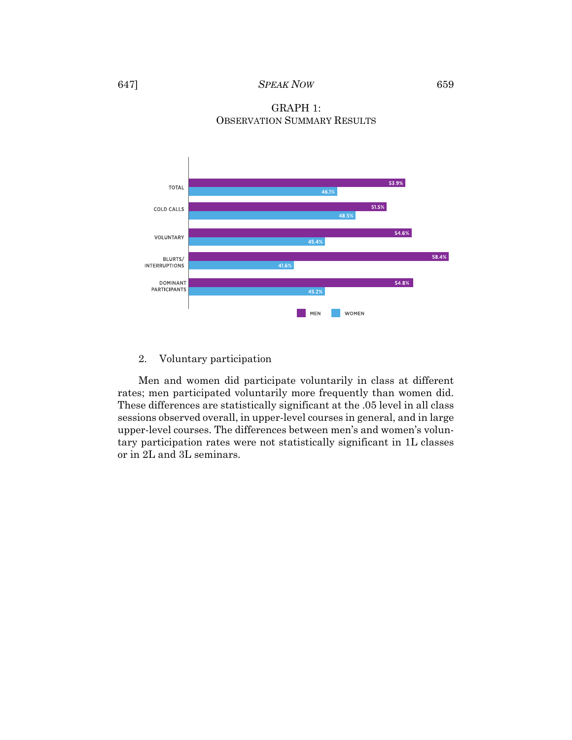GRAPH 1:
OBSERVATION SUMMARY RESULTS

| | MEN | WOMEN |
|---|---|---|
| TOTAL | 53.9% | 46.1% |
| COLD CALLS | 51.5% | 48.5% |
| VOLUNTARY | 54.6% | 45.4% |
| BLURTS/ INTERRUPTIONS | 58.4% | 41.6% |
| DOMINANT PARTICIPANTS | 54.8% | 45.2% |

2. Voluntary participation

Men and women did participate voluntarily in class at different rates; men participated voluntarily more frequently than women did. These differences are statistically significant at the .05 level in all class sessions observed overall, in upper-level courses in general, and in large upper-level courses. The differences between men's and women's voluntary participation rates were not statistically significant in 1L classes or in 2L and 3L seminars.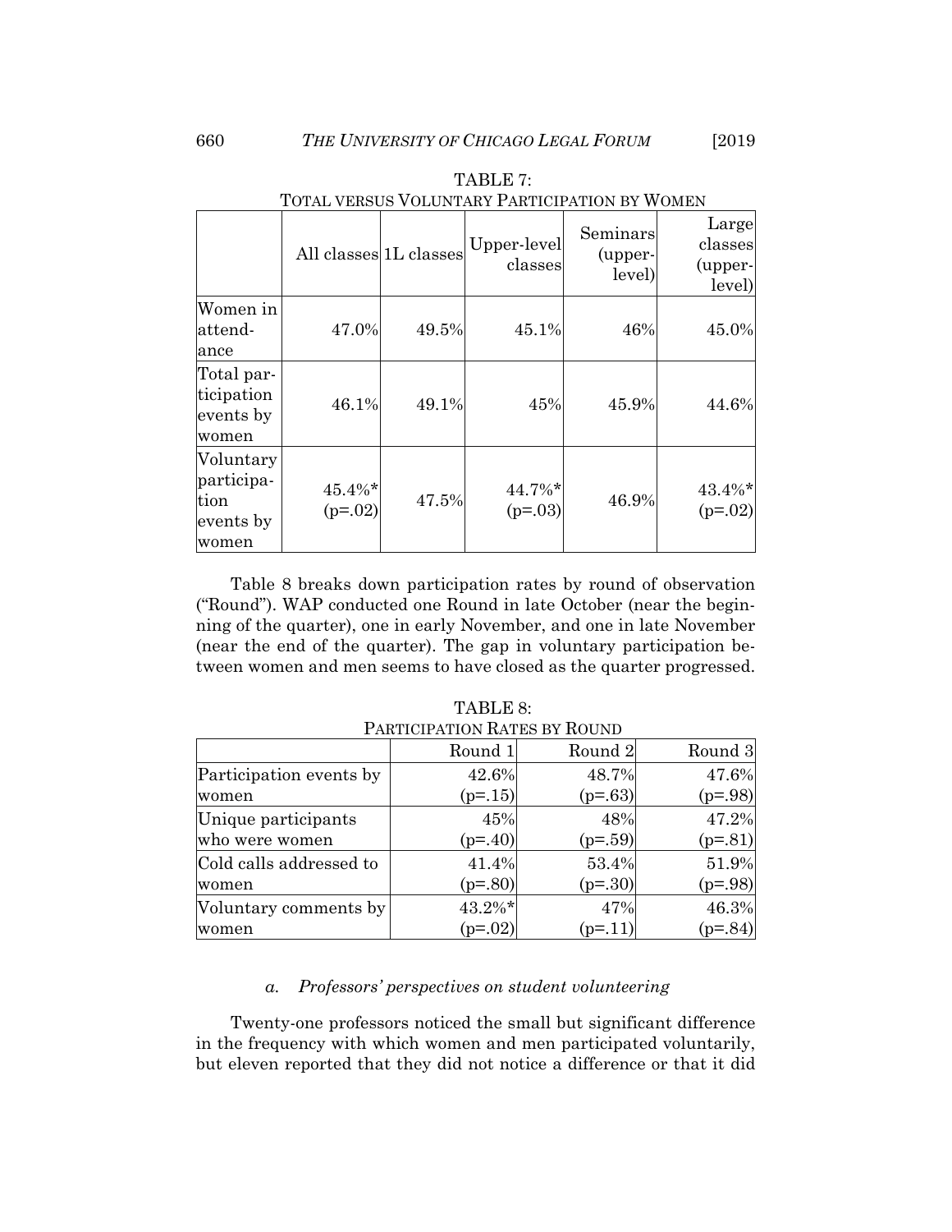TABLE 7:
TOTAL VERSUS VOLUNTARY PARTICIPATION BY WOMEN

| | All classes | 1L classes | Upper-level classes | Seminars (upper-level) | Large classes (upper-level) |
|---|---|---|---|---|---|
| Women in attendance | 47.0% | 49.5% | 45.1% | 46% | 45.0% |
| Total participation events by women | 46.1% | 49.1% | 45% | 45.9% | 44.6% |
| Voluntary participation events by women | 45.4%* (p=.02) | 47.5% | 44.7%* (p=.03) | 46.9% | 43.4%* (p=.02) |

Table 8 breaks down participation rates by round of observation ("Round"). WAP conducted one Round in late October (near the beginning of the quarter), one in early November, and one in late November (near the end of the quarter). The gap in voluntary participation between women and men seems to have closed as the quarter progressed.

TABLE 8:
PARTICIPATION RATES BY ROUND

| | Round 1 | Round 2 | Round 3 |
|---|---|---|---|
| Participation events by women | 42.6% (p=.15) | 48.7% (p=.63) | 47.6% (p=.98) |
| Unique participants who were women | 45% (p=.40) | 48% (p=.59) | 47.2% (p=.81) |
| Cold calls addressed to women | 41.4% (p=.80) | 53.4% (p=.30) | 51.9% (p=.98) |
| Voluntary comments by women | 43.2%* (p=.02) | 47% (p=.11) | 46.3% (p=.84) |

#### *a. Professors' perspectives on student volunteering*

Twenty-one professors noticed the small but significant difference in the frequency with which women and men participated voluntarily, but eleven reported that they did not notice a difference or that it did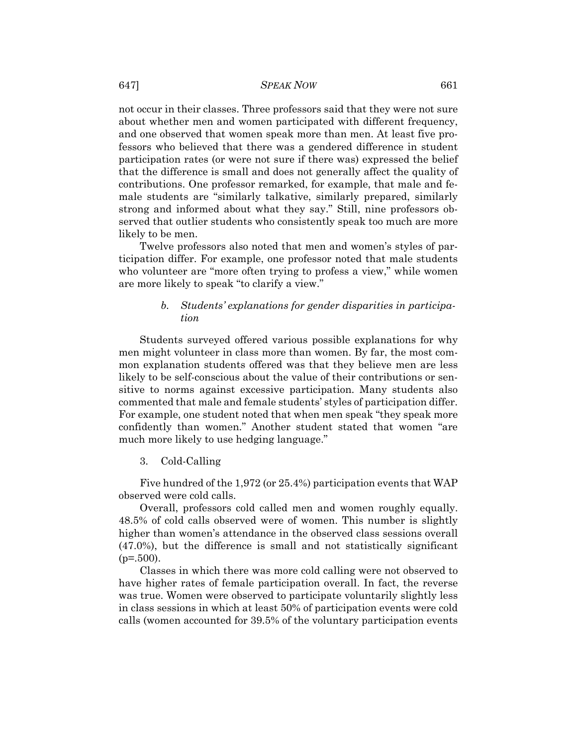not occur in their classes. Three professors said that they were not sure about whether men and women participated with different frequency, and one observed that women speak more than men. At least five professors who believed that there was a gendered difference in student participation rates (or were not sure if there was) expressed the belief that the difference is small and does not generally affect the quality of contributions. One professor remarked, for example, that male and female students are "similarly talkative, similarly prepared, similarly strong and informed about what they say." Still, nine professors observed that outlier students who consistently speak too much are more likely to be men.

Twelve professors also noted that men and women's styles of participation differ. For example, one professor noted that male students who volunteer are "more often trying to profess a view," while women are more likely to speak "to clarify a view."

#### b. *Students' explanations for gender disparities in participation*

Students surveyed offered various possible explanations for why men might volunteer in class more than women. By far, the most common explanation students offered was that they believe men are less likely to be self-conscious about the value of their contributions or sensitive to norms against excessive participation. Many students also commented that male and female students' styles of participation differ. For example, one student noted that when men speak "they speak more confidently than women." Another student stated that women "are much more likely to use hedging language."

### 3. Cold-Calling

Five hundred of the 1,972 (or 25.4%) participation events that WAP observed were cold calls.

Overall, professors cold called men and women roughly equally. 48.5% of cold calls observed were of women. This number is slightly higher than women's attendance in the observed class sessions overall (47.0%), but the difference is small and not statistically significant ($p=.500$).

Classes in which there was more cold calling were not observed to have higher rates of female participation overall. In fact, the reverse was true. Women were observed to participate voluntarily slightly less in class sessions in which at least 50% of participation events were cold calls (women accounted for 39.5% of the voluntary participation events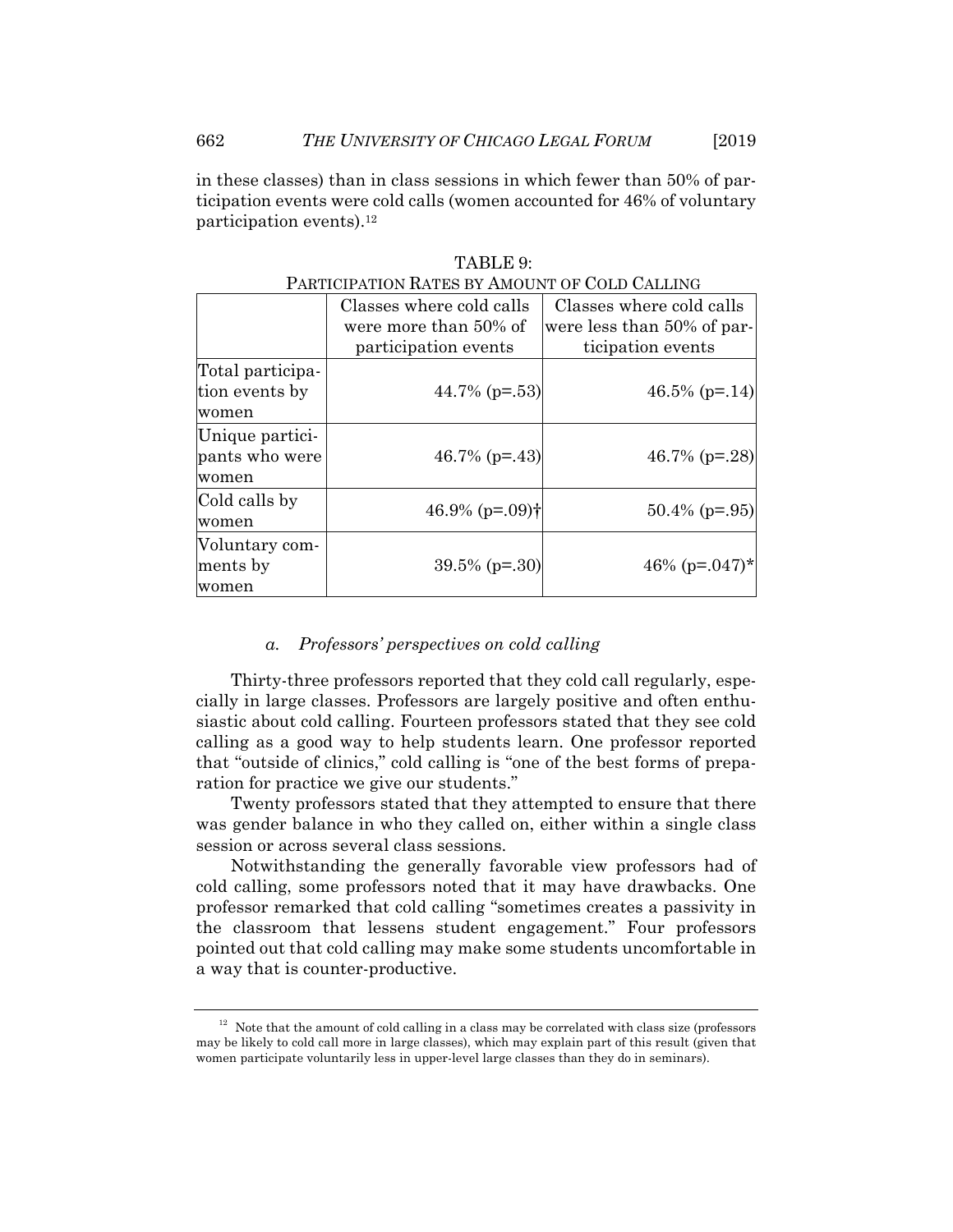in these classes) than in class sessions in which fewer than 50% of participation events were cold calls (women accounted for 46% of voluntary participation events).[12]

TABLE 9:
PARTICIPATION RATES BY AMOUNT OF COLD CALLING

| | Classes where cold calls were more than 50% of participation events | Classes where cold calls were less than 50% of participation events |
|---|---|---|
| Total participation events by women | 44.7% (p=.53) | 46.5% (p=.14) |
| Unique participants who were women | 46.7% (p=.43) | 46.7% (p=.28) |
| Cold calls by women | 46.9% (p=.09)† | 50.4% (p=.95) |
| Voluntary comments by women | 39.5% (p=.30) | 46% (p=.047)* |

#### *a. Professors' perspectives on cold calling*

Thirty-three professors reported that they cold call regularly, especially in large classes. Professors are largely positive and often enthusiastic about cold calling. Fourteen professors stated that they see cold calling as a good way to help students learn. One professor reported that "outside of clinics," cold calling is "one of the best forms of preparation for practice we give our students."

Twenty professors stated that they attempted to ensure that there was gender balance in who they called on, either within a single class session or across several class sessions.

Notwithstanding the generally favorable view professors had of cold calling, some professors noted that it may have drawbacks. One professor remarked that cold calling "sometimes creates a passivity in the classroom that lessens student engagement." Four professors pointed out that cold calling may make some students uncomfortable in a way that is counter-productive.

---

[12] Note that the amount of cold calling in a class may be correlated with class size (professors may be likely to cold call more in large classes), which may explain part of this result (given that women participate voluntarily less in upper-level large classes than they do in seminars).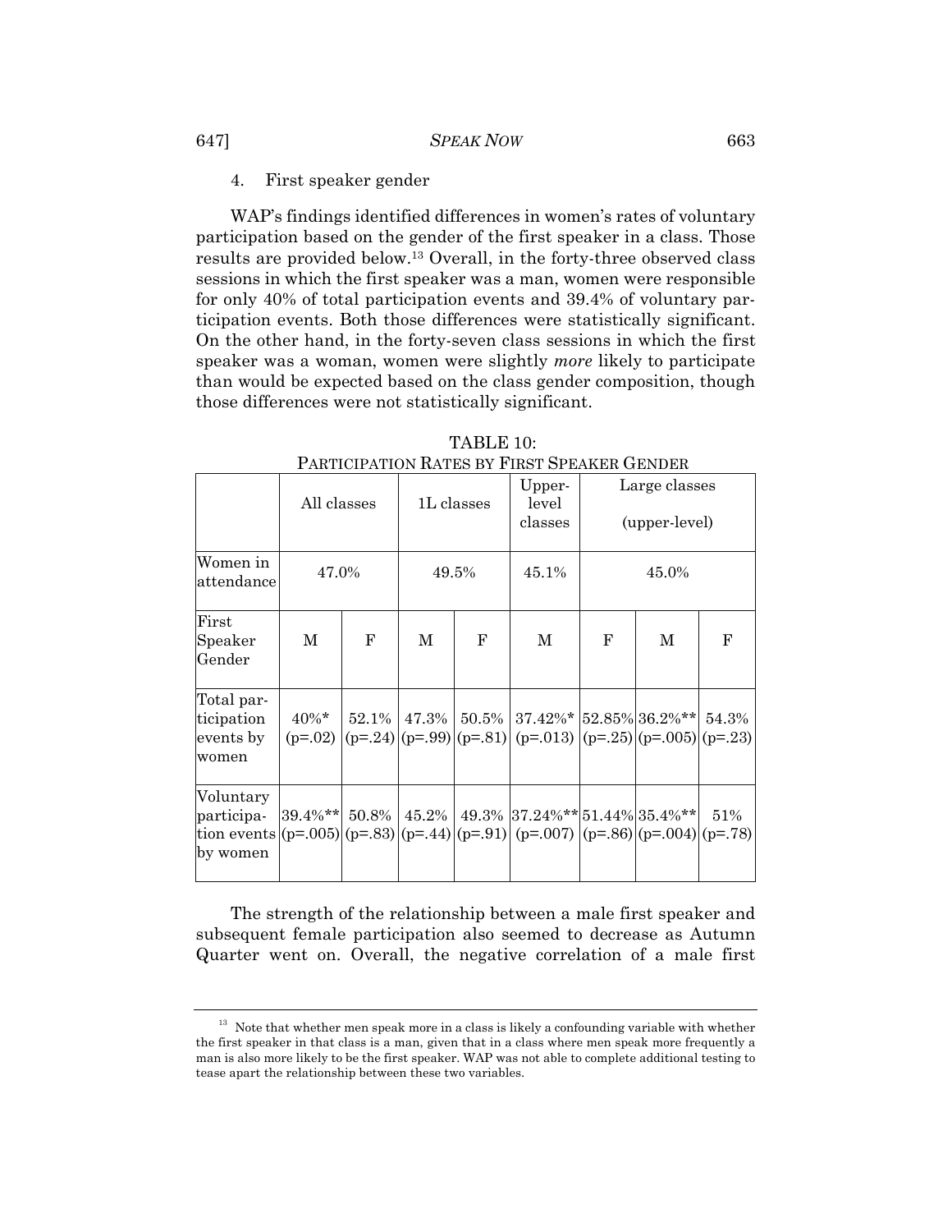4. First speaker gender

WAP's findings identified differences in women's rates of voluntary participation based on the gender of the first speaker in a class. Those results are provided below.[13] Overall, in the forty-three observed class sessions in which the first speaker was a man, women were responsible for only 40% of total participation events and 39.4% of voluntary participation events. Both those differences were statistically significant. On the other hand, in the forty-seven class sessions in which the first speaker was a woman, women were slightly *more* likely to participate than would be expected based on the class gender composition, though those differences were not statistically significant.

TABLE 10:
PARTICIPATION RATES BY FIRST SPEAKER GENDER

| | All classes | | 1L classes | | Upper-level classes | | Large classes (upper-level) | |
|---|---|---|---|---|---|---|---|---|
| Women in attendance | 47.0% | | 49.5% | | 45.1% | | 45.0% | |
| First Speaker Gender | M | F | M | F | M | F | M | F |
| Total participation events by women | 40%* (p=.02) | 52.1% (p=.24) | 47.3% (p=.99) | 50.5% (p=.81) | 37.42%* (p=.013) | 52.85% (p=.25) | 36.2%** (p=.005) | 54.3% (p=.23) |
| Voluntary participation events by women | 39.4%** (p=.005) | 50.8% (p=.83) | 45.2% (p=.44) | 49.3% (p=.91) | 37.24%** (p=.007) | 51.44% (p=.86) | 35.4%** (p=.004) | 51% (p=.78) |

The strength of the relationship between a male first speaker and subsequent female participation also seemed to decrease as Autumn Quarter went on. Overall, the negative correlation of a male first

---

[13] Note that whether men speak more in a class is likely a confounding variable with whether the first speaker in that class is a man, given that in a class where men speak more frequently a man is also more likely to be the first speaker. WAP was not able to complete additional testing to tease apart the relationship between these two variables.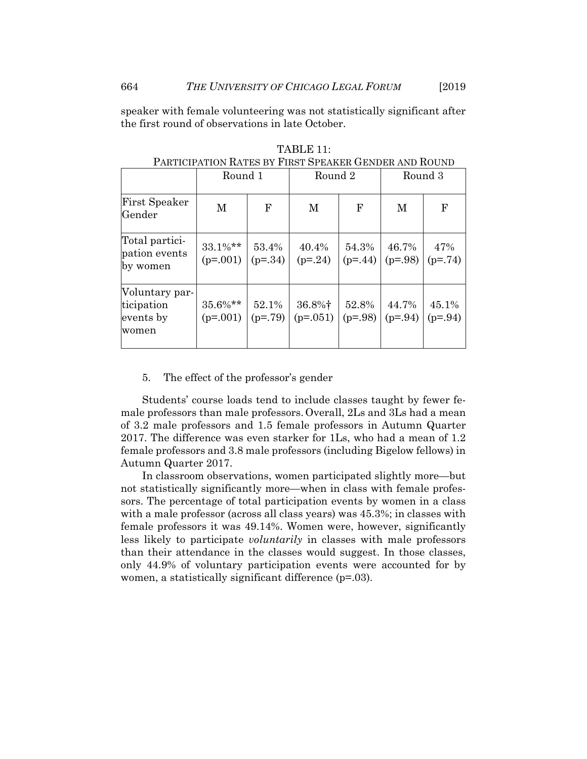speaker with female volunteering was not statistically significant after the first round of observations in late October.

TABLE 11:
PARTICIPATION RATES BY FIRST SPEAKER GENDER AND ROUND

| | Round 1 | | Round 2 | | Round 3 | |
|---|---|---|---|---|---|---|
| First Speaker Gender | M | F | M | F | M | F |
| Total participation events by women | 33.1%** (p=.001) | 53.4% (p=.34) | 40.4% (p=.24) | 54.3% (p=.44) | 46.7% (p=.98) | 47% (p=.74) |
| Voluntary participation events by women | 35.6%** (p=.001) | 52.1% (p=.79) | 36.8%† (p=.051) | 52.8% (p=.98) | 44.7% (p=.94) | 45.1% (p=.94) |

5. The effect of the professor's gender

Students' course loads tend to include classes taught by fewer female professors than male professors. Overall, 2Ls and 3Ls had a mean of 3.2 male professors and 1.5 female professors in Autumn Quarter 2017. The difference was even starker for 1Ls, who had a mean of 1.2 female professors and 3.8 male professors (including Bigelow fellows) in Autumn Quarter 2017.

In classroom observations, women participated slightly more—but not statistically significantly more—when in class with female professors. The percentage of total participation events by women in a class with a male professor (across all class years) was 45.3%; in classes with female professors it was 49.14%. Women were, however, significantly less likely to participate *voluntarily* in classes with male professors than their attendance in the classes would suggest. In those classes, only 44.9% of voluntary participation events were accounted for by women, a statistically significant difference (p=.03).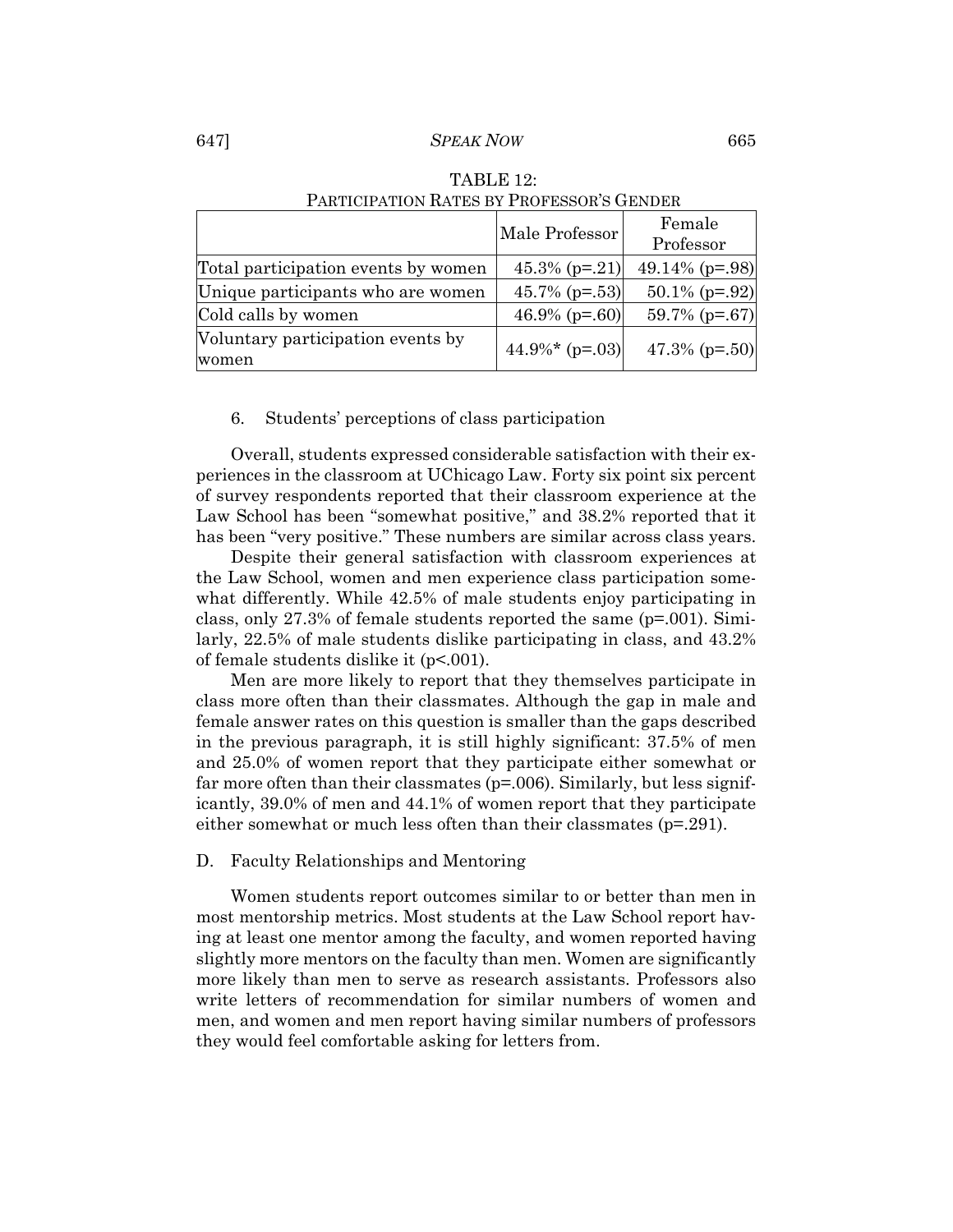TABLE 12:
PARTICIPATION RATES BY PROFESSOR'S GENDER

| | Male Professor | Female Professor |
|---|---|---|
| Total participation events by women | 45.3% (p=.21) | 49.14% (p=.98) |
| Unique participants who are women | 45.7% (p=.53) | 50.1% (p=.92) |
| Cold calls by women | 46.9% (p=.60) | 59.7% (p=.67) |
| Voluntary participation events by women | 44.9%* (p=.03) | 47.3% (p=.50) |

6. Students' perceptions of class participation

Overall, students expressed considerable satisfaction with their experiences in the classroom at UChicago Law. Forty six point six percent of survey respondents reported that their classroom experience at the Law School has been "somewhat positive," and 38.2% reported that it has been "very positive." These numbers are similar across class years.

Despite their general satisfaction with classroom experiences at the Law School, women and men experience class participation somewhat differently. While 42.5% of male students enjoy participating in class, only 27.3% of female students reported the same (p=.001). Similarly, 22.5% of male students dislike participating in class, and 43.2% of female students dislike it (p<.001).

Men are more likely to report that they themselves participate in class more often than their classmates. Although the gap in male and female answer rates on this question is smaller than the gaps described in the previous paragraph, it is still highly significant: 37.5% of men and 25.0% of women report that they participate either somewhat or far more often than their classmates (p=.006). Similarly, but less significantly, 39.0% of men and 44.1% of women report that they participate either somewhat or much less often than their classmates (p=.291).

D. Faculty Relationships and Mentoring

Women students report outcomes similar to or better than men in most mentorship metrics. Most students at the Law School report having at least one mentor among the faculty, and women reported having slightly more mentors on the faculty than men. Women are significantly more likely than men to serve as research assistants. Professors also write letters of recommendation for similar numbers of women and men, and women and men report having similar numbers of professors they would feel comfortable asking for letters from.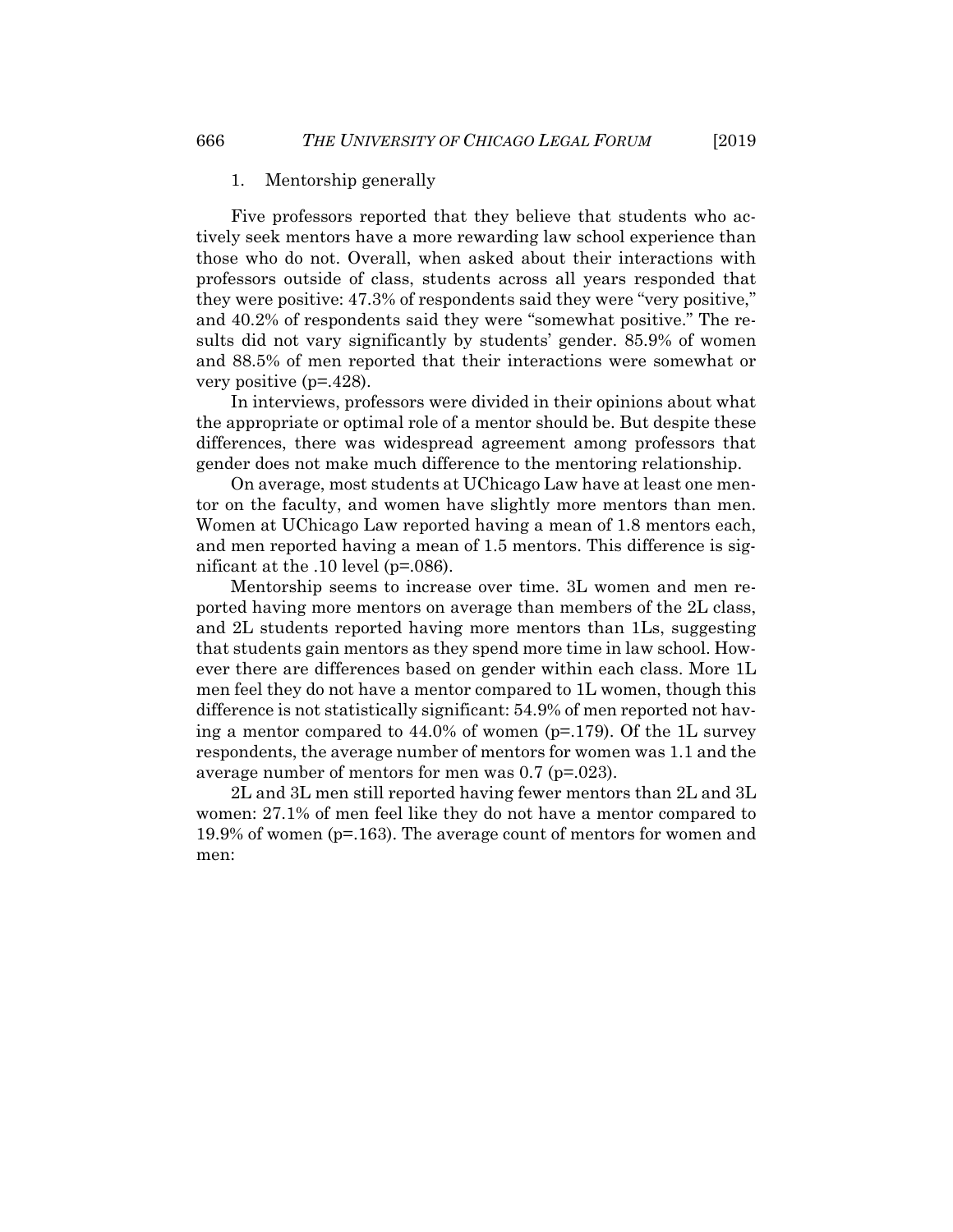### 1. Mentorship generally

Five professors reported that they believe that students who actively seek mentors have a more rewarding law school experience than those who do not. Overall, when asked about their interactions with professors outside of class, students across all years responded that they were positive: 47.3% of respondents said they were "very positive," and 40.2% of respondents said they were "somewhat positive." The results did not vary significantly by students' gender. 85.9% of women and 88.5% of men reported that their interactions were somewhat or very positive (p=.428).

In interviews, professors were divided in their opinions about what the appropriate or optimal role of a mentor should be. But despite these differences, there was widespread agreement among professors that gender does not make much difference to the mentoring relationship.

On average, most students at UChicago Law have at least one mentor on the faculty, and women have slightly more mentors than men. Women at UChicago Law reported having a mean of 1.8 mentors each, and men reported having a mean of 1.5 mentors. This difference is significant at the .10 level (p=.086).

Mentorship seems to increase over time. 3L women and men reported having more mentors on average than members of the 2L class, and 2L students reported having more mentors than 1Ls, suggesting that students gain mentors as they spend more time in law school. However there are differences based on gender within each class. More 1L men feel they do not have a mentor compared to 1L women, though this difference is not statistically significant: 54.9% of men reported not having a mentor compared to 44.0% of women (p=.179). Of the 1L survey respondents, the average number of mentors for women was 1.1 and the average number of mentors for men was 0.7 (p=.023).

2L and 3L men still reported having fewer mentors than 2L and 3L women: 27.1% of men feel like they do not have a mentor compared to 19.9% of women (p=.163). The average count of mentors for women and men: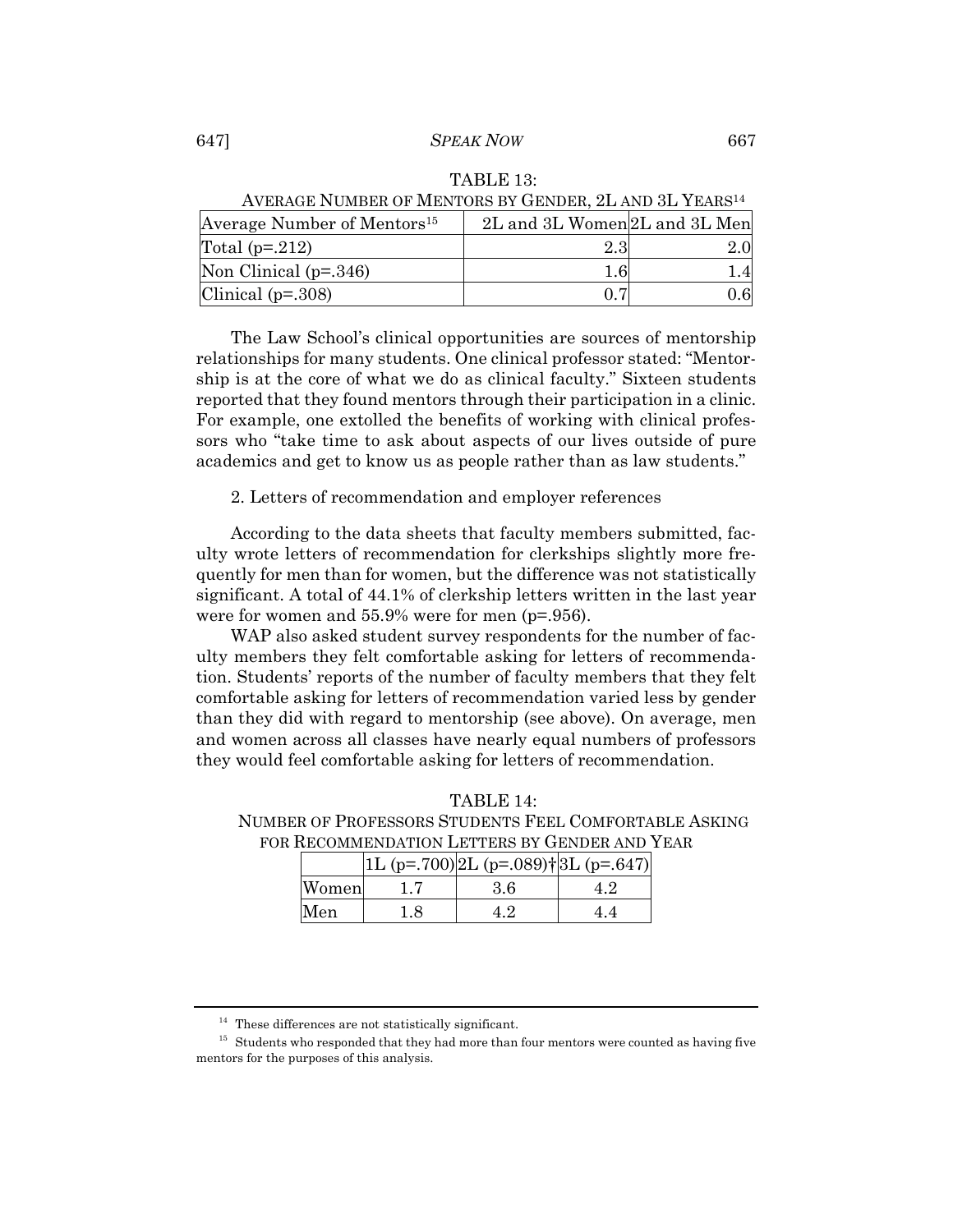TABLE 13:
AVERAGE NUMBER OF MENTORS BY GENDER, 2L AND 3L YEARS[14]

| Average Number of Mentors[15] | 2L and 3L Women | 2L and 3L Men |
|---|---|---|
| Total (p=.212) | 2.3 | 2.0 |
| Non Clinical (p=.346) | 1.6 | 1.4 |
| Clinical (p=.308) | 0.7 | 0.6 |

The Law School's clinical opportunities are sources of mentorship relationships for many students. One clinical professor stated: "Mentorship is at the core of what we do as clinical faculty." Sixteen students reported that they found mentors through their participation in a clinic. For example, one extolled the benefits of working with clinical professors who "take time to ask about aspects of our lives outside of pure academics and get to know us as people rather than as law students."

2. Letters of recommendation and employer references

According to the data sheets that faculty members submitted, faculty wrote letters of recommendation for clerkships slightly more frequently for men than for women, but the difference was not statistically significant. A total of 44.1% of clerkship letters written in the last year were for women and 55.9% were for men (p=.956).

WAP also asked student survey respondents for the number of faculty members they felt comfortable asking for letters of recommendation. Students' reports of the number of faculty members that they felt comfortable asking for letters of recommendation varied less by gender than they did with regard to mentorship (see above). On average, men and women across all classes have nearly equal numbers of professors they would feel comfortable asking for letters of recommendation.

TABLE 14:
NUMBER OF PROFESSORS STUDENTS FEEL COMFORTABLE ASKING FOR RECOMMENDATION LETTERS BY GENDER AND YEAR

| | 1L (p=.700) | 2L (p=.089)† | 3L (p=.647) |
|---|---|---|---|
| Women | 1.7 | 3.6 | 4.2 |
| Men | 1.8 | 4.2 | 4.4 |

[14] These differences are not statistically significant.

[15] Students who responded that they had more than four mentors were counted as having five mentors for the purposes of this analysis.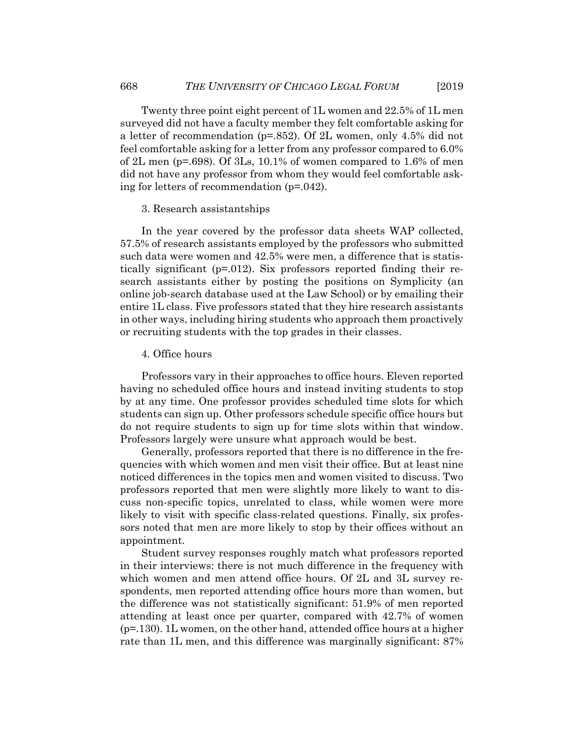Twenty three point eight percent of 1L women and 22.5% of 1L men surveyed did not have a faculty member they felt comfortable asking for a letter of recommendation (p=.852). Of 2L women, only 4.5% did not feel comfortable asking for a letter from any professor compared to 6.0% of 2L men (p=.698). Of 3Ls, 10.1% of women compared to 1.6% of men did not have any professor from whom they would feel comfortable asking for letters of recommendation (p=.042).

3. Research assistantships

In the year covered by the professor data sheets WAP collected, 57.5% of research assistants employed by the professors who submitted such data were women and 42.5% were men, a difference that is statistically significant (p=.012). Six professors reported finding their research assistants either by posting the positions on Symplicity (an online job-search database used at the Law School) or by emailing their entire 1L class. Five professors stated that they hire research assistants in other ways, including hiring students who approach them proactively or recruiting students with the top grades in their classes.

4. Office hours

Professors vary in their approaches to office hours. Eleven reported having no scheduled office hours and instead inviting students to stop by at any time. One professor provides scheduled time slots for which students can sign up. Other professors schedule specific office hours but do not require students to sign up for time slots within that window. Professors largely were unsure what approach would be best.

Generally, professors reported that there is no difference in the frequencies with which women and men visit their office. But at least nine noticed differences in the topics men and women visited to discuss. Two professors reported that men were slightly more likely to want to discuss non-specific topics, unrelated to class, while women were more likely to visit with specific class-related questions. Finally, six professors noted that men are more likely to stop by their offices without an appointment.

Student survey responses roughly match what professors reported in their interviews: there is not much difference in the frequency with which women and men attend office hours. Of 2L and 3L survey respondents, men reported attending office hours more than women, but the difference was not statistically significant: 51.9% of men reported attending at least once per quarter, compared with 42.7% of women (p=.130). 1L women, on the other hand, attended office hours at a higher rate than 1L men, and this difference was marginally significant: 87%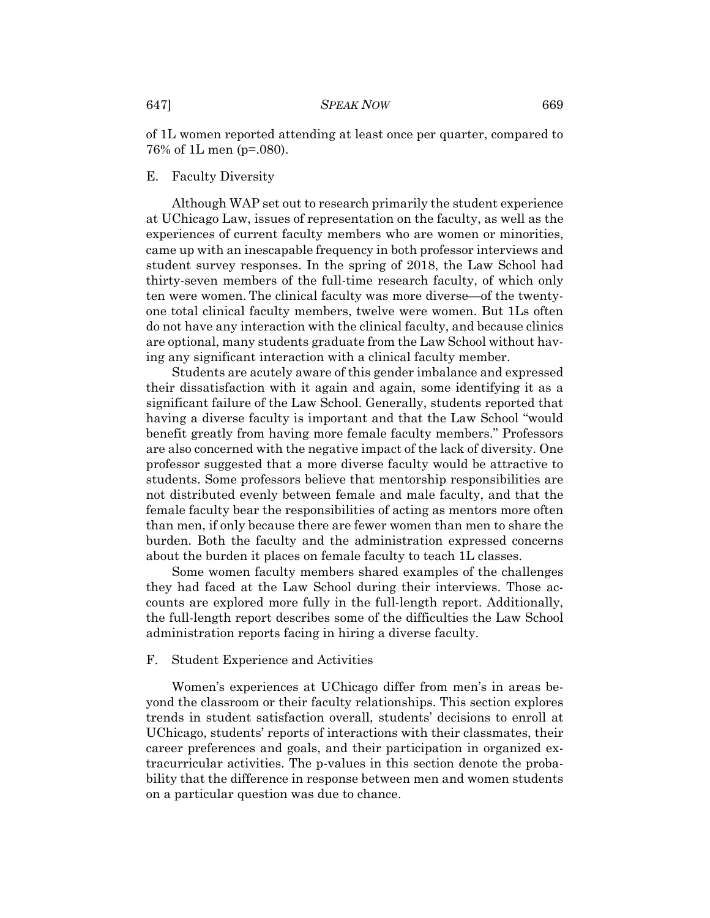of 1L women reported attending at least once per quarter, compared to 76% of 1L men (p=.080).

## E. Faculty Diversity

Although WAP set out to research primarily the student experience at UChicago Law, issues of representation on the faculty, as well as the experiences of current faculty members who are women or minorities, came up with an inescapable frequency in both professor interviews and student survey responses. In the spring of 2018, the Law School had thirty-seven members of the full-time research faculty, of which only ten were women. The clinical faculty was more diverse—of the twenty-one total clinical faculty members, twelve were women. But 1Ls often do not have any interaction with the clinical faculty, and because clinics are optional, many students graduate from the Law School without having any significant interaction with a clinical faculty member.

Students are acutely aware of this gender imbalance and expressed their dissatisfaction with it again and again, some identifying it as a significant failure of the Law School. Generally, students reported that having a diverse faculty is important and that the Law School "would benefit greatly from having more female faculty members." Professors are also concerned with the negative impact of the lack of diversity. One professor suggested that a more diverse faculty would be attractive to students. Some professors believe that mentorship responsibilities are not distributed evenly between female and male faculty, and that the female faculty bear the responsibilities of acting as mentors more often than men, if only because there are fewer women than men to share the burden. Both the faculty and the administration expressed concerns about the burden it places on female faculty to teach 1L classes.

Some women faculty members shared examples of the challenges they had faced at the Law School during their interviews. Those accounts are explored more fully in the full-length report. Additionally, the full-length report describes some of the difficulties the Law School administration reports facing in hiring a diverse faculty.

## F. Student Experience and Activities

Women's experiences at UChicago differ from men's in areas beyond the classroom or their faculty relationships. This section explores trends in student satisfaction overall, students' decisions to enroll at UChicago, students' reports of interactions with their classmates, their career preferences and goals, and their participation in organized extracurricular activities. The p-values in this section denote the probability that the difference in response between men and women students on a particular question was due to chance.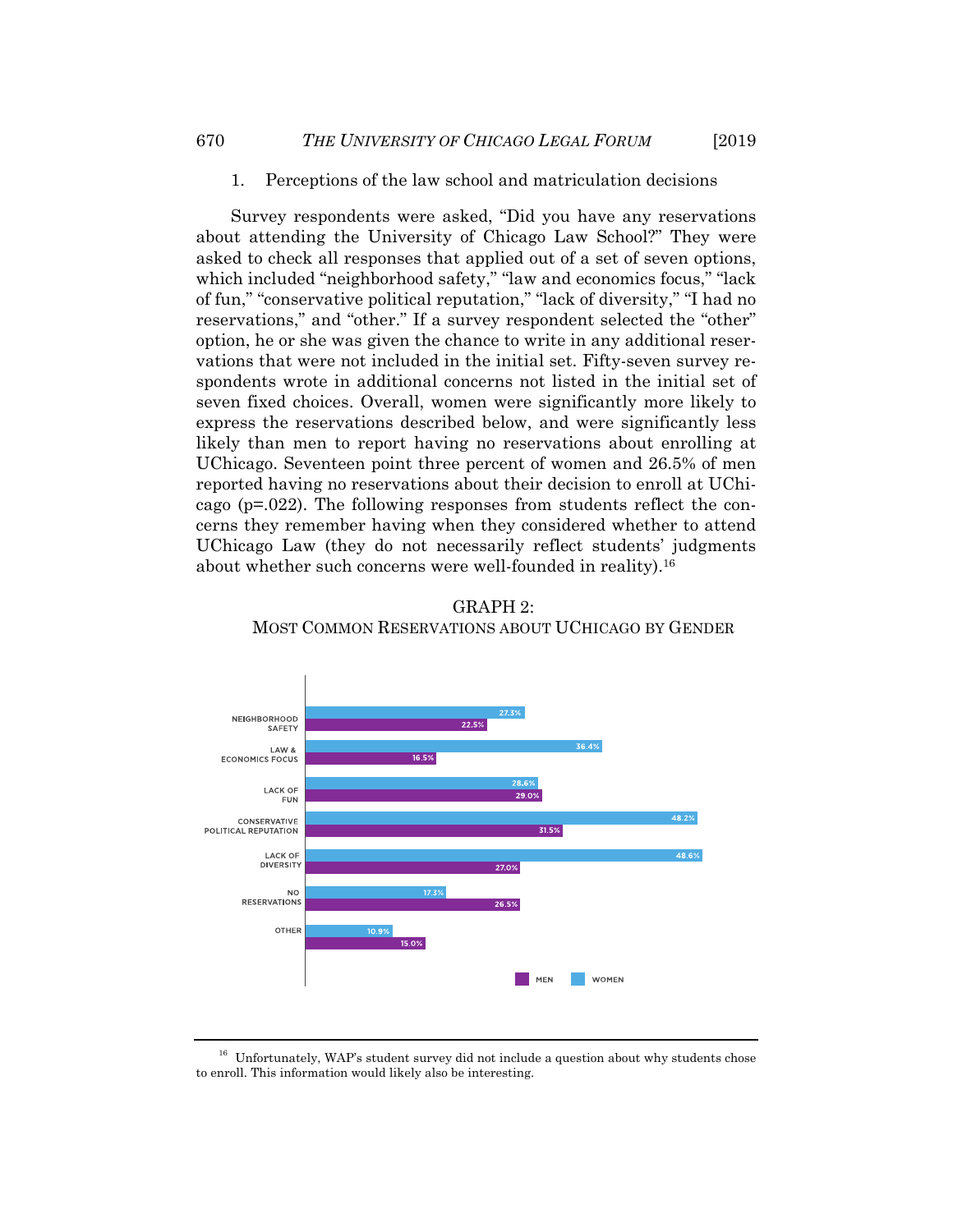1. Perceptions of the law school and matriculation decisions

Survey respondents were asked, "Did you have any reservations about attending the University of Chicago Law School?" They were asked to check all responses that applied out of a set of seven options, which included "neighborhood safety," "law and economics focus," "lack of fun," "conservative political reputation," "lack of diversity," "I had no reservations," and "other." If a survey respondent selected the "other" option, he or she was given the chance to write in any additional reservations that were not included in the initial set. Fifty-seven survey respondents wrote in additional concerns not listed in the initial set of seven fixed choices. Overall, women were significantly more likely to express the reservations described below, and were significantly less likely than men to report having no reservations about enrolling at UChicago. Seventeen point three percent of women and 26.5% of men reported having no reservations about their decision to enroll at UChicago ($p=.022$). The following responses from students reflect the concerns they remember having when they considered whether to attend UChicago Law (they do not necessarily reflect students' judgments about whether such concerns were well-founded in reality).[16]

GRAPH 2:
MOST COMMON RESERVATIONS ABOUT UCHICAGO BY GENDER

| | WOMEN | MEN |
|---|---|---|
| NEIGHBORHOOD SAFETY | 27.3% | 22.5% |
| LAW & ECONOMICS FOCUS | 36.4% | 16.5% |
| LACK OF FUN | 28.6% | 29.0% |
| CONSERVATIVE POLITICAL REPUTATION | 48.2% | 31.5% |
| LACK OF DIVERSITY | 48.6% | 27.0% |
| NO RESERVATIONS | 17.3% | 26.5% |
| OTHER | 10.9% | 15.0% |

[16] Unfortunately, WAP's student survey did not include a question about why students chose to enroll. This information would likely also be interesting.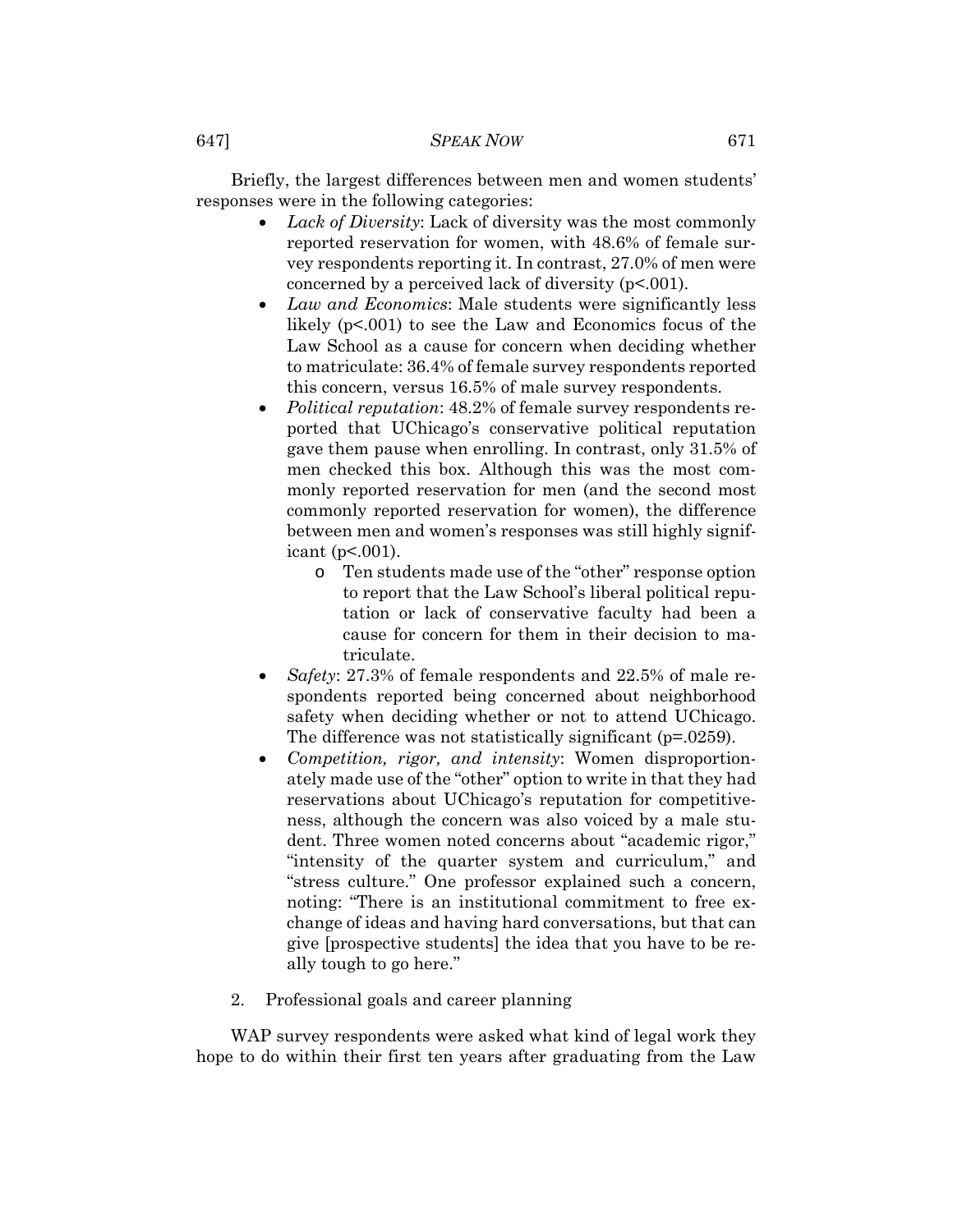Briefly, the largest differences between men and women students' responses were in the following categories:

- *Lack of Diversity*: Lack of diversity was the most commonly reported reservation for women, with 48.6% of female survey respondents reporting it. In contrast, 27.0% of men were concerned by a perceived lack of diversity ($p<.001$).
- *Law and Economics*: Male students were significantly less likely ($p<.001$) to see the Law and Economics focus of the Law School as a cause for concern when deciding whether to matriculate: 36.4% of female survey respondents reported this concern, versus 16.5% of male survey respondents.
- *Political reputation*: 48.2% of female survey respondents reported that UChicago's conservative political reputation gave them pause when enrolling. In contrast, only 31.5% of men checked this box. Although this was the most commonly reported reservation for men (and the second most commonly reported reservation for women), the difference between men and women's responses was still highly significant ($p<.001$).
  - Ten students made use of the "other" response option to report that the Law School's liberal political reputation or lack of conservative faculty had been a cause for concern for them in their decision to matriculate.
- *Safety*: 27.3% of female respondents and 22.5% of male respondents reported being concerned about neighborhood safety when deciding whether or not to attend UChicago. The difference was not statistically significant ($p=.0259$).
- *Competition, rigor, and intensity*: Women disproportionately made use of the "other" option to write in that they had reservations about UChicago's reputation for competitiveness, although the concern was also voiced by a male student. Three women noted concerns about "academic rigor," "intensity of the quarter system and curriculum," and "stress culture." One professor explained such a concern, noting: "There is an institutional commitment to free exchange of ideas and having hard conversations, but that can give [prospective students] the idea that you have to be really tough to go here."

2. Professional goals and career planning

WAP survey respondents were asked what kind of legal work they hope to do within their first ten years after graduating from the Law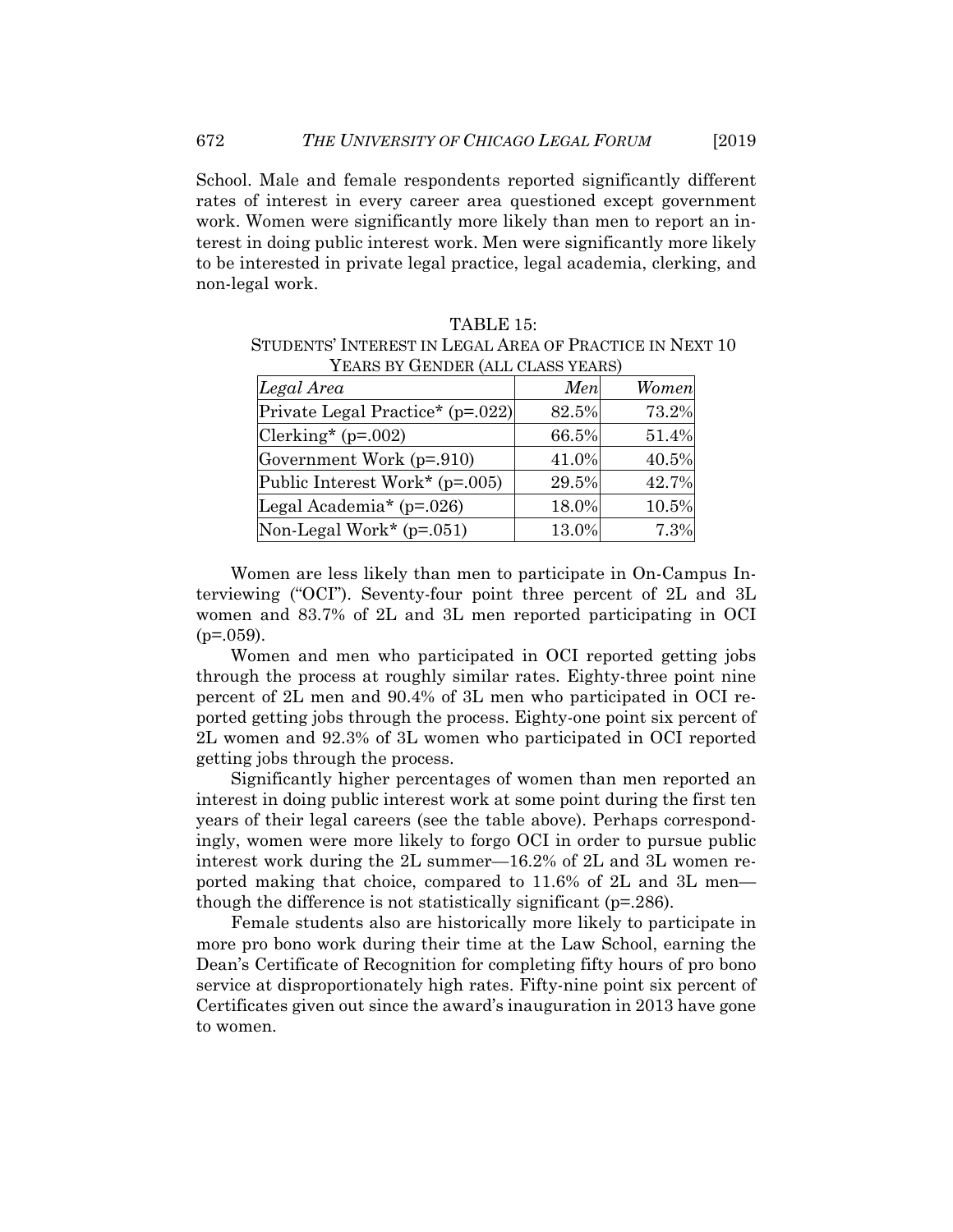School. Male and female respondents reported significantly different rates of interest in every career area questioned except government work. Women were significantly more likely than men to report an interest in doing public interest work. Men were significantly more likely to be interested in private legal practice, legal academia, clerking, and non-legal work.

TABLE 15:
STUDENTS' INTEREST IN LEGAL AREA OF PRACTICE IN NEXT 10 YEARS BY GENDER (ALL CLASS YEARS)

| *Legal Area* | *Men* | *Women* |
|---|---|---|
| Private Legal Practice* (p=.022) | 82.5% | 73.2% |
| Clerking* (p=.002) | 66.5% | 51.4% |
| Government Work (p=.910) | 41.0% | 40.5% |
| Public Interest Work* (p=.005) | 29.5% | 42.7% |
| Legal Academia* (p=.026) | 18.0% | 10.5% |
| Non-Legal Work* (p=.051) | 13.0% | 7.3% |

Women are less likely than men to participate in On-Campus Interviewing ("OCI"). Seventy-four point three percent of 2L and 3L women and 83.7% of 2L and 3L men reported participating in OCI (p=.059).

Women and men who participated in OCI reported getting jobs through the process at roughly similar rates. Eighty-three point nine percent of 2L men and 90.4% of 3L men who participated in OCI reported getting jobs through the process. Eighty-one point six percent of 2L women and 92.3% of 3L women who participated in OCI reported getting jobs through the process.

Significantly higher percentages of women than men reported an interest in doing public interest work at some point during the first ten years of their legal careers (see the table above). Perhaps correspondingly, women were more likely to forgo OCI in order to pursue public interest work during the 2L summer—16.2% of 2L and 3L women reported making that choice, compared to 11.6% of 2L and 3L men—though the difference is not statistically significant (p=.286).

Female students also are historically more likely to participate in more pro bono work during their time at the Law School, earning the Dean's Certificate of Recognition for completing fifty hours of pro bono service at disproportionately high rates. Fifty-nine point six percent of Certificates given out since the award's inauguration in 2013 have gone to women.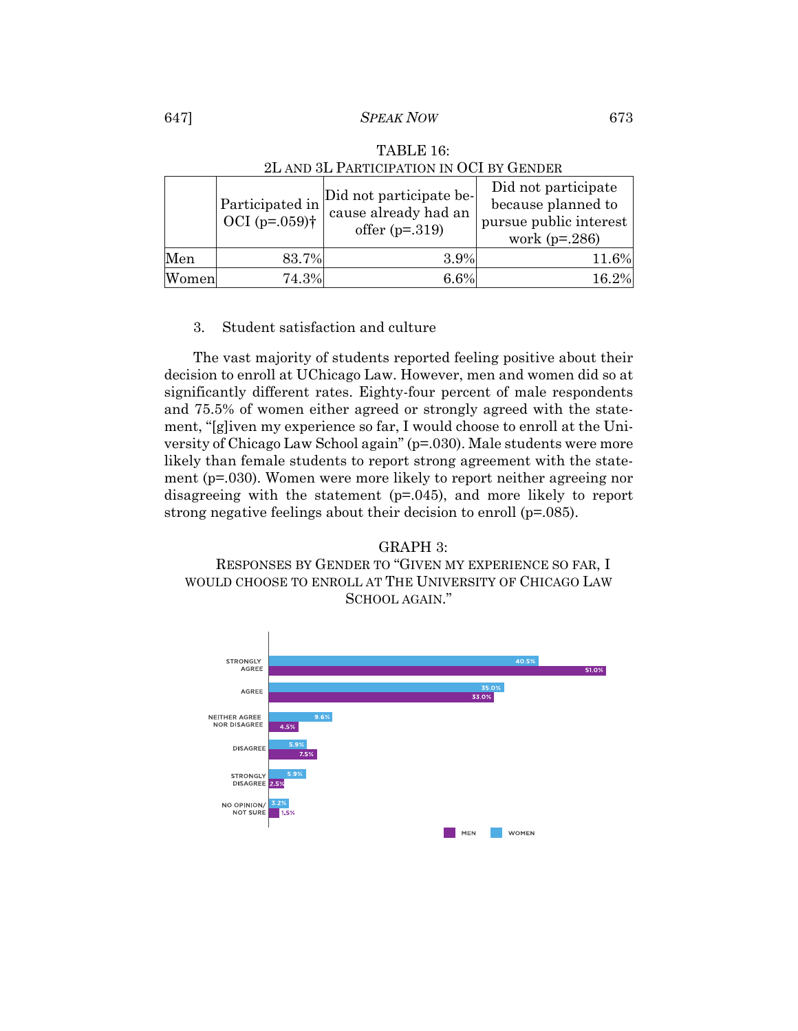TABLE 16:
2L AND 3L PARTICIPATION IN OCI BY GENDER

| | Participated in OCI (p=.059)† | Did not participate because already had an offer (p=.319) | Did not participate because planned to pursue public interest work (p=.286) |
|---|---|---|---|
| Men | 83.7% | 3.9% | 11.6% |
| Women | 74.3% | 6.6% | 16.2% |

3. Student satisfaction and culture

The vast majority of students reported feeling positive about their decision to enroll at UChicago Law. However, men and women did so at significantly different rates. Eighty-four percent of male respondents and 75.5% of women either agreed or strongly agreed with the statement, "[g]iven my experience so far, I would choose to enroll at the University of Chicago Law School again" (p=.030). Male students were more likely than female students to report strong agreement with the statement (p=.030). Women were more likely to report neither agreeing nor disagreeing with the statement (p=.045), and more likely to report strong negative feelings about their decision to enroll (p=.085).

GRAPH 3:
RESPONSES BY GENDER TO "GIVEN MY EXPERIENCE SO FAR, I WOULD CHOOSE TO ENROLL AT THE UNIVERSITY OF CHICAGO LAW SCHOOL AGAIN."

| | Women | Men |
|---|---|---|
| Strongly Agree | 40.5% | 51.0% |
| Agree | 35.0% | 33.0% |
| Neither Agree nor Disagree | 9.6% | 4.5% |
| Disagree | 5.9% | 7.5% |
| Strongly Disagree | 5.9% | 2.5% |
| No Opinion/ Not Sure | 3.2% | 1.5% |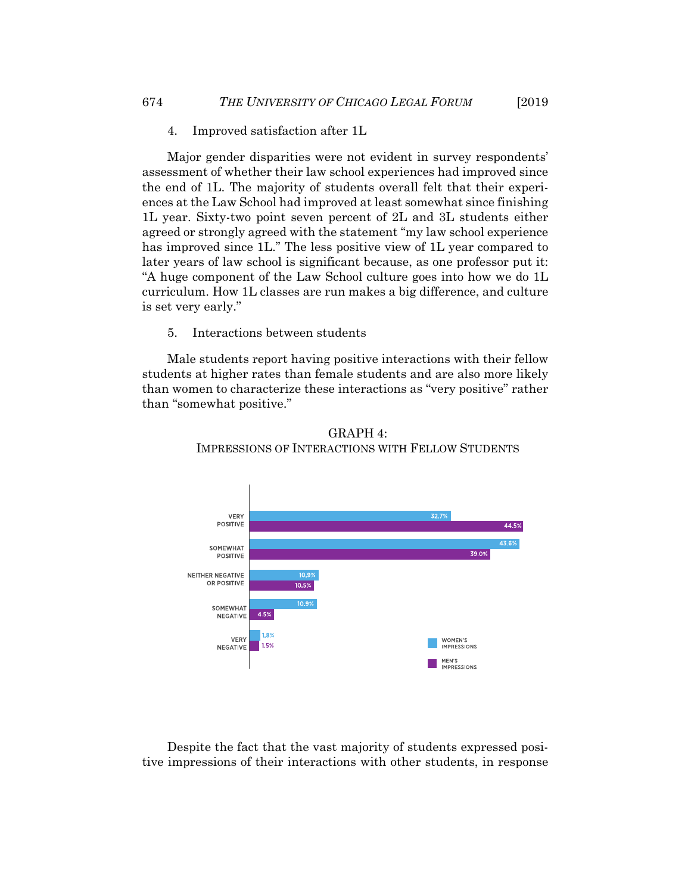4. Improved satisfaction after 1L

Major gender disparities were not evident in survey respondents' assessment of whether their law school experiences had improved since the end of 1L. The majority of students overall felt that their experiences at the Law School had improved at least somewhat since finishing 1L year. Sixty-two point seven percent of 2L and 3L students either agreed or strongly agreed with the statement "my law school experience has improved since 1L." The less positive view of 1L year compared to later years of law school is significant because, as one professor put it: "A huge component of the Law School culture goes into how we do 1L curriculum. How 1L classes are run makes a big difference, and culture is set very early."

5. Interactions between students

Male students report having positive interactions with their fellow students at higher rates than female students and are also more likely than women to characterize these interactions as "very positive" rather than "somewhat positive."

GRAPH 4:
IMPRESSIONS OF INTERACTIONS WITH FELLOW STUDENTS

| | Women's Impressions | Men's Impressions |
|---|---|---|
| Very Positive | 32.7% | 44.5% |
| Somewhat Positive | 43.6% | 39.0% |
| Neither Negative or Positive | 10.9% | 10.5% |
| Somewhat Negative | 10.9% | 4.5% |
| Very Negative | 1.8% | 1.5% |

Despite the fact that the vast majority of students expressed positive impressions of their interactions with other students, in response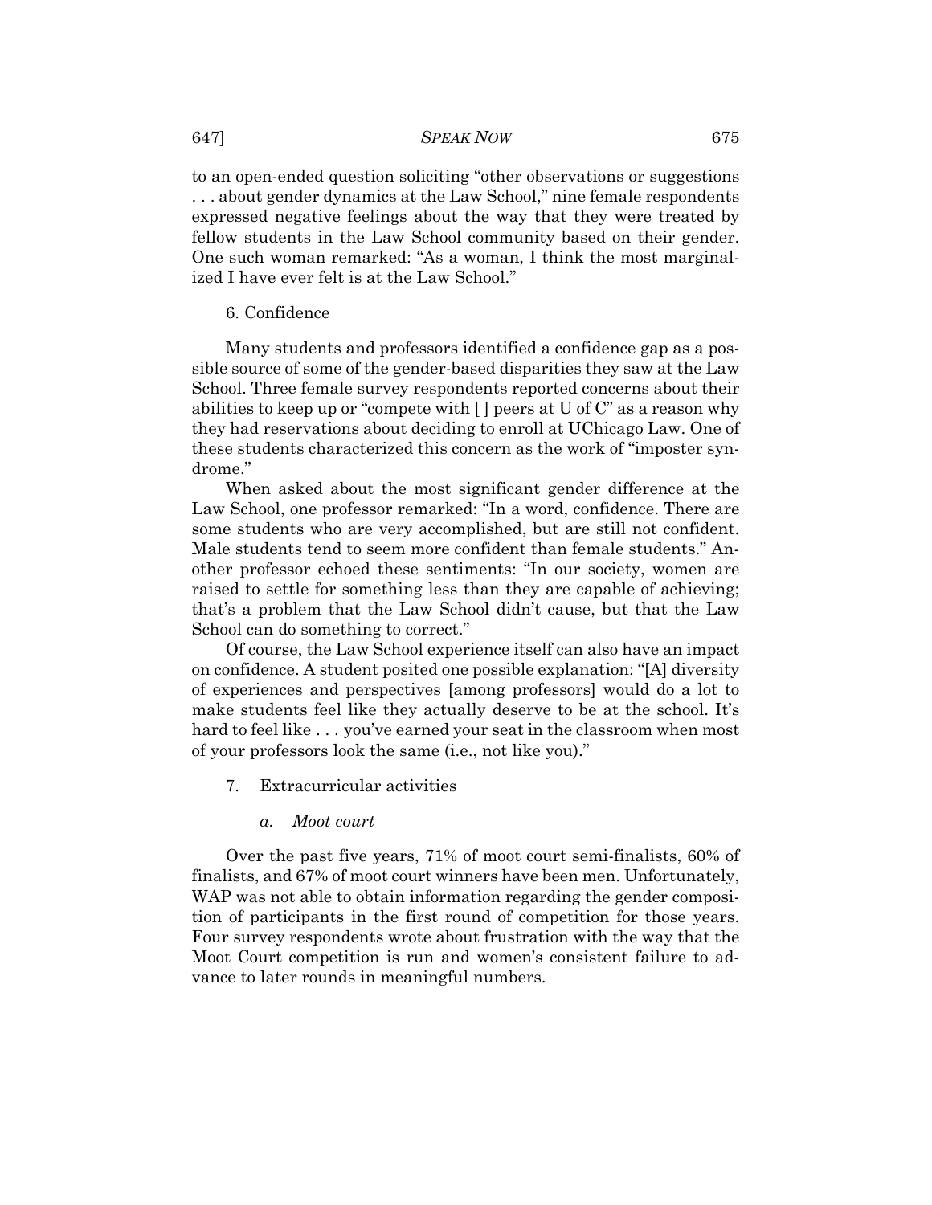to an open-ended question soliciting "other observations or suggestions . . . about gender dynamics at the Law School," nine female respondents expressed negative feelings about the way that they were treated by fellow students in the Law School community based on their gender. One such woman remarked: "As a woman, I think the most marginalized I have ever felt is at the Law School."

### 6. Confidence

Many students and professors identified a confidence gap as a possible source of some of the gender-based disparities they saw at the Law School. Three female survey respondents reported concerns about their abilities to keep up or "compete with [ ] peers at U of C" as a reason why they had reservations about deciding to enroll at UChicago Law. One of these students characterized this concern as the work of "imposter syndrome."

When asked about the most significant gender difference at the Law School, one professor remarked: "In a word, confidence. There are some students who are very accomplished, but are still not confident. Male students tend to seem more confident than female students." Another professor echoed these sentiments: "In our society, women are raised to settle for something less than they are capable of achieving; that's a problem that the Law School didn't cause, but that the Law School can do something to correct."

Of course, the Law School experience itself can also have an impact on confidence. A student posited one possible explanation: "[A] diversity of experiences and perspectives [among professors] would do a lot to make students feel like they actually deserve to be at the school. It's hard to feel like . . . you've earned your seat in the classroom when most of your professors look the same (i.e., not like you)."

### 7. Extracurricular activities

#### *a. Moot court*

Over the past five years, 71% of moot court semi-finalists, 60% of finalists, and 67% of moot court winners have been men. Unfortunately, WAP was not able to obtain information regarding the gender composition of participants in the first round of competition for those years. Four survey respondents wrote about frustration with the way that the Moot Court competition is run and women's consistent failure to advance to later rounds in meaningful numbers.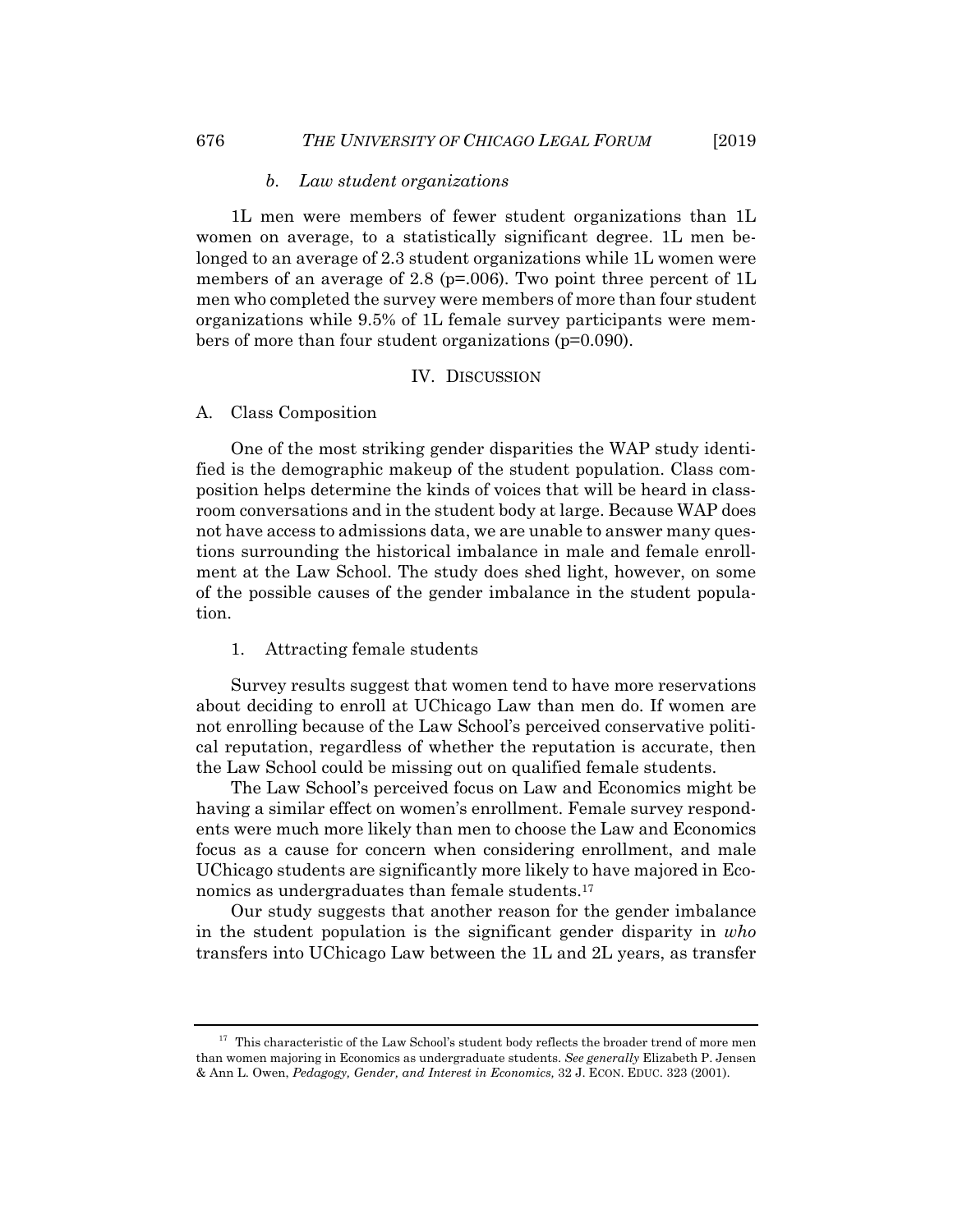#### *b. Law student organizations*

1L men were members of fewer student organizations than 1L women on average, to a statistically significant degree. 1L men belonged to an average of 2.3 student organizations while 1L women were members of an average of 2.8 ($p$=.006). Two point three percent of 1L men who completed the survey were members of more than four student organizations while 9.5% of 1L female survey participants were members of more than four student organizations ($p$=0.090).

## IV. DISCUSSION

### A. Class Composition

One of the most striking gender disparities the WAP study identified is the demographic makeup of the student population. Class composition helps determine the kinds of voices that will be heard in classroom conversations and in the student body at large. Because WAP does not have access to admissions data, we are unable to answer many questions surrounding the historical imbalance in male and female enrollment at the Law School. The study does shed light, however, on some of the possible causes of the gender imbalance in the student population.

#### 1. Attracting female students

Survey results suggest that women tend to have more reservations about deciding to enroll at UChicago Law than men do. If women are not enrolling because of the Law School's perceived conservative political reputation, regardless of whether the reputation is accurate, then the Law School could be missing out on qualified female students.

The Law School's perceived focus on Law and Economics might be having a similar effect on women's enrollment. Female survey respondents were much more likely than men to choose the Law and Economics focus as a cause for concern when considering enrollment, and male UChicago students are significantly more likely to have majored in Economics as undergraduates than female students.[17]

Our study suggests that another reason for the gender imbalance in the student population is the significant gender disparity in *who* transfers into UChicago Law between the 1L and 2L years, as transfer

---

[17] This characteristic of the Law School's student body reflects the broader trend of more men than women majoring in Economics as undergraduate students. *See generally* Elizabeth P. Jensen & Ann L. Owen, *Pedagogy, Gender, and Interest in Economics,* 32 J. ECON. EDUC. 323 (2001).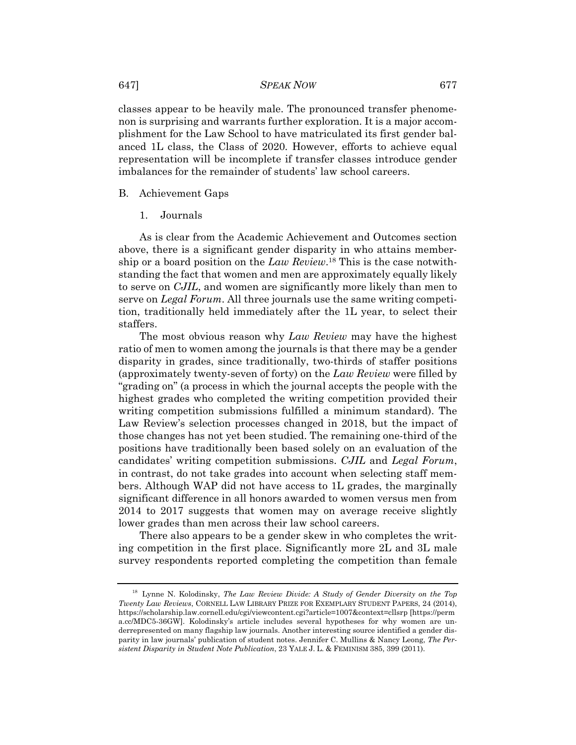classes appear to be heavily male. The pronounced transfer phenomenon is surprising and warrants further exploration. It is a major accomplishment for the Law School to have matriculated its first gender balanced 1L class, the Class of 2020. However, efforts to achieve equal representation will be incomplete if transfer classes introduce gender imbalances for the remainder of students' law school careers.

## B. Achievement Gaps

### 1. Journals

As is clear from the Academic Achievement and Outcomes section above, there is a significant gender disparity in who attains membership or a board position on the *Law Review*.[18] This is the case notwithstanding the fact that women and men are approximately equally likely to serve on *CJIL*, and women are significantly more likely than men to serve on *Legal Forum*. All three journals use the same writing competition, traditionally held immediately after the 1L year, to select their staffers.

The most obvious reason why *Law Review* may have the highest ratio of men to women among the journals is that there may be a gender disparity in grades, since traditionally, two-thirds of staffer positions (approximately twenty-seven of forty) on the *Law Review* were filled by "grading on" (a process in which the journal accepts the people with the highest grades who completed the writing competition provided their writing competition submissions fulfilled a minimum standard). The Law Review's selection processes changed in 2018, but the impact of those changes has not yet been studied. The remaining one-third of the positions have traditionally been based solely on an evaluation of the candidates' writing competition submissions. *CJIL* and *Legal Forum*, in contrast, do not take grades into account when selecting staff members. Although WAP did not have access to 1L grades, the marginally significant difference in all honors awarded to women versus men from 2014 to 2017 suggests that women may on average receive slightly lower grades than men across their law school careers.

There also appears to be a gender skew in who completes the writing competition in the first place. Significantly more 2L and 3L male survey respondents reported completing the competition than female

---

[18] Lynne N. Kolodinsky, *The Law Review Divide: A Study of Gender Diversity on the Top Twenty Law Reviews*, CORNELL LAW LIBRARY PRIZE FOR EXEMPLARY STUDENT PAPERS, 24 (2014), https://scholarship.law.cornell.edu/cgi/viewcontent.cgi?article=1007&context=cllsrp [https://perma.cc/MDC5-36GW]. Kolodinsky's article includes several hypotheses for why women are underrepresented on many flagship law journals. Another interesting source identified a gender disparity in law journals' publication of student notes. Jennifer C. Mullins & Nancy Leong, *The Persistent Disparity in Student Note Publication*, 23 YALE J. L. & FEMINISM 385, 399 (2011).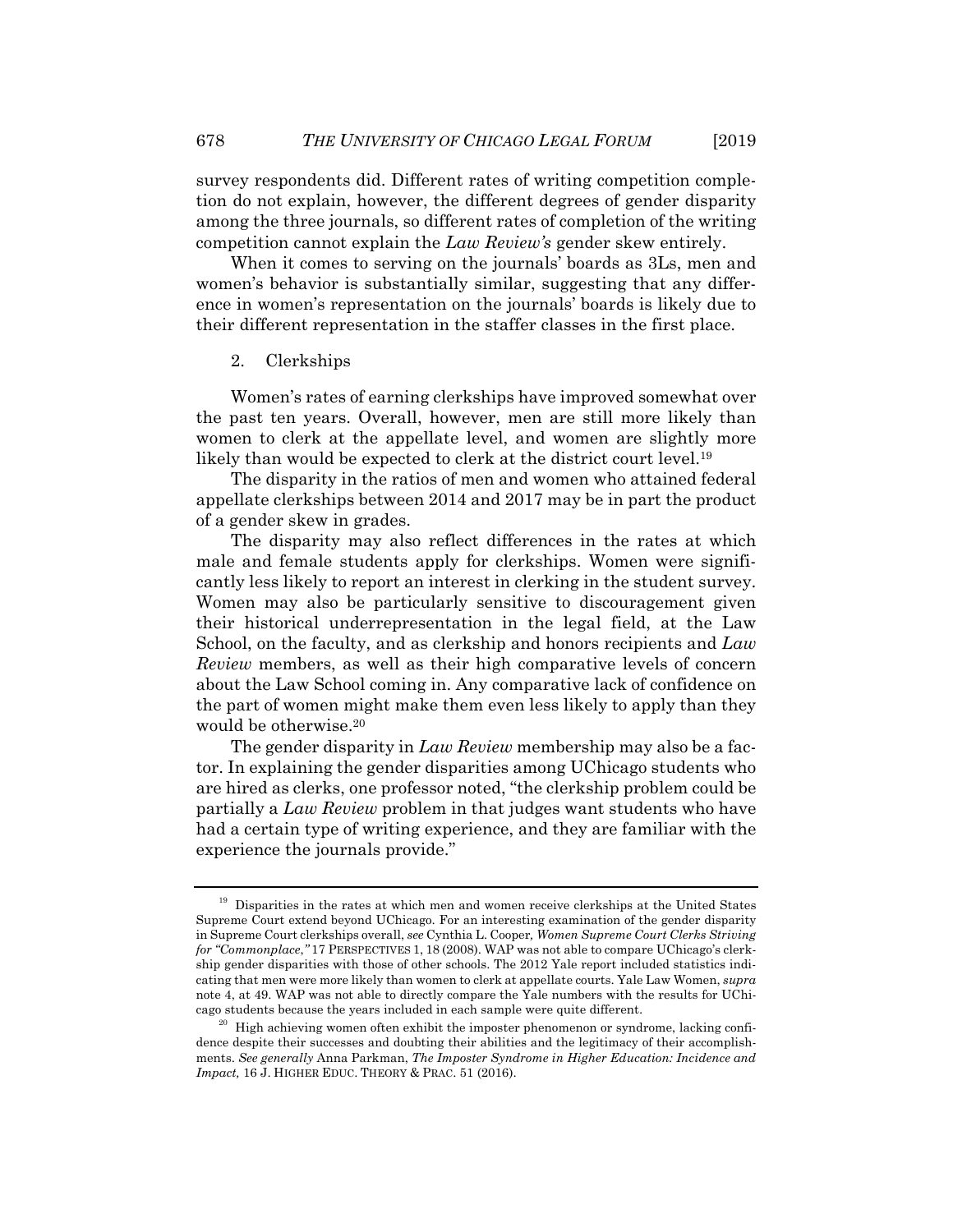survey respondents did. Different rates of writing competition completion do not explain, however, the different degrees of gender disparity among the three journals, so different rates of completion of the writing competition cannot explain the *Law Review's* gender skew entirely.

When it comes to serving on the journals' boards as 3Ls, men and women's behavior is substantially similar, suggesting that any difference in women's representation on the journals' boards is likely due to their different representation in the staffer classes in the first place.

### 2. Clerkships

Women's rates of earning clerkships have improved somewhat over the past ten years. Overall, however, men are still more likely than women to clerk at the appellate level, and women are slightly more likely than would be expected to clerk at the district court level.[19]

The disparity in the ratios of men and women who attained federal appellate clerkships between 2014 and 2017 may be in part the product of a gender skew in grades.

The disparity may also reflect differences in the rates at which male and female students apply for clerkships. Women were significantly less likely to report an interest in clerking in the student survey. Women may also be particularly sensitive to discouragement given their historical underrepresentation in the legal field, at the Law School, on the faculty, and as clerkship and honors recipients and *Law Review* members, as well as their high comparative levels of concern about the Law School coming in. Any comparative lack of confidence on the part of women might make them even less likely to apply than they would be otherwise.[20]

The gender disparity in *Law Review* membership may also be a factor. In explaining the gender disparities among UChicago students who are hired as clerks, one professor noted, "the clerkship problem could be partially a *Law Review* problem in that judges want students who have had a certain type of writing experience, and they are familiar with the experience the journals provide."

---

[19] Disparities in the rates at which men and women receive clerkships at the United States Supreme Court extend beyond UChicago. For an interesting examination of the gender disparity in Supreme Court clerkships overall, *see* Cynthia L. Cooper, *Women Supreme Court Clerks Striving for "Commonplace,"* 17 PERSPECTIVES 1, 18 (2008). WAP was not able to compare UChicago's clerkship gender disparities with those of other schools. The 2012 Yale report included statistics indicating that men were more likely than women to clerk at appellate courts. Yale Law Women, *supra* note 4, at 49. WAP was not able to directly compare the Yale numbers with the results for UChicago students because the years included in each sample were quite different.

[20] High achieving women often exhibit the imposter phenomenon or syndrome, lacking confidence despite their successes and doubting their abilities and the legitimacy of their accomplishments. *See generally* Anna Parkman, *The Imposter Syndrome in Higher Education: Incidence and Impact,* 16 J. HIGHER EDUC. THEORY & PRAC. 51 (2016).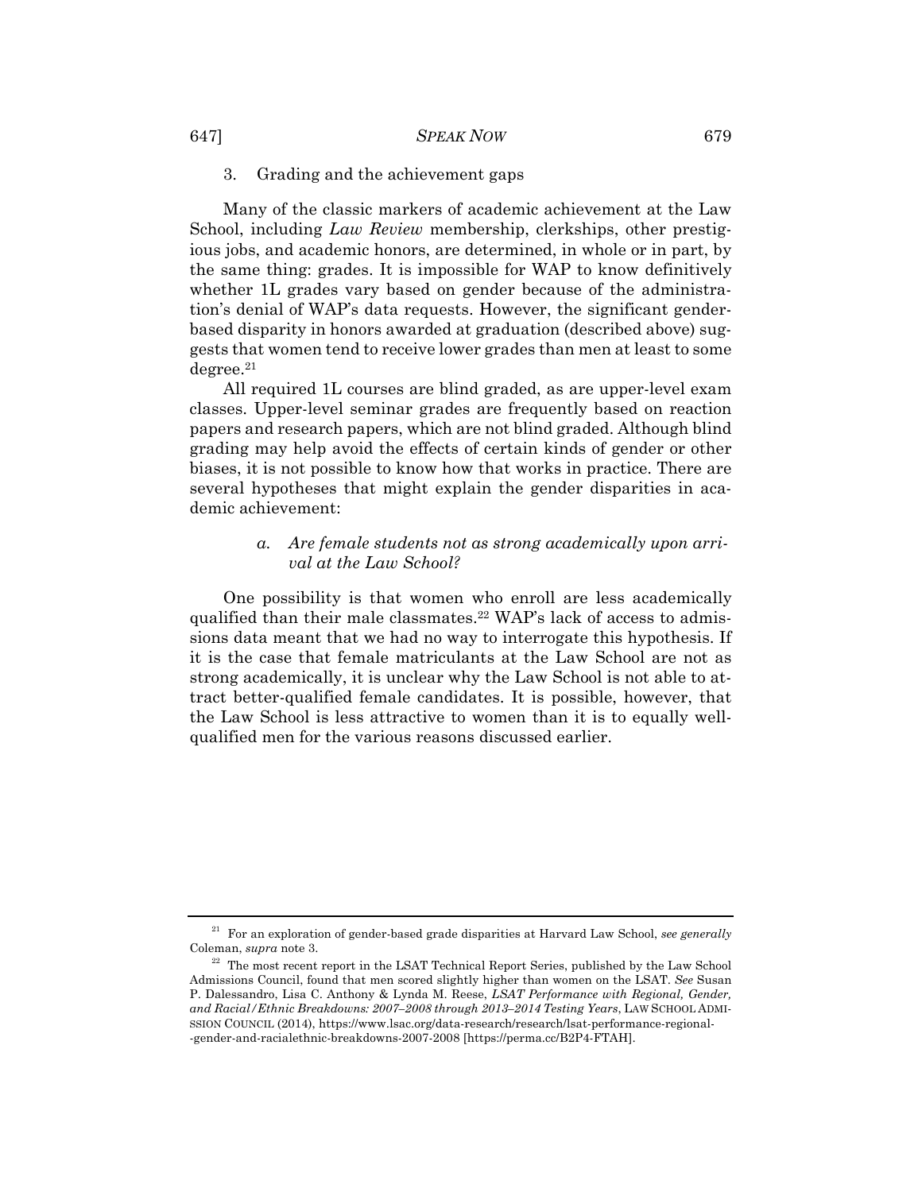### 3. Grading and the achievement gaps

Many of the classic markers of academic achievement at the Law School, including *Law Review* membership, clerkships, other prestigious jobs, and academic honors, are determined, in whole or in part, by the same thing: grades. It is impossible for WAP to know definitively whether 1L grades vary based on gender because of the administration's denial of WAP's data requests. However, the significant gender-based disparity in honors awarded at graduation (described above) suggests that women tend to receive lower grades than men at least to some degree.[21]

All required 1L courses are blind graded, as are upper-level exam classes. Upper-level seminar grades are frequently based on reaction papers and research papers, which are not blind graded. Although blind grading may help avoid the effects of certain kinds of gender or other biases, it is not possible to know how that works in practice. There are several hypotheses that might explain the gender disparities in academic achievement:

#### *a. Are female students not as strong academically upon arrival at the Law School?*

One possibility is that women who enroll are less academically qualified than their male classmates.[22] WAP's lack of access to admissions data meant that we had no way to interrogate this hypothesis. If it is the case that female matriculants at the Law School are not as strong academically, it is unclear why the Law School is not able to attract better-qualified female candidates. It is possible, however, that the Law School is less attractive to women than it is to equally well-qualified men for the various reasons discussed earlier.

---

[21] For an exploration of gender-based grade disparities at Harvard Law School, *see generally* Coleman, *supra* note 3.

[22] The most recent report in the LSAT Technical Report Series, published by the Law School Admissions Council, found that men scored slightly higher than women on the LSAT. *See* Susan P. Dalessandro, Lisa C. Anthony & Lynda M. Reese, *LSAT Performance with Regional, Gender, and Racial/Ethnic Breakdowns: 2007–2008 through 2013–2014 Testing Years*, LAW SCHOOL ADMISSION COUNCIL (2014), https://www.lsac.org/data-research/research/lsat-performance-regional--gender-and-racialethnic-breakdowns-2007-2008 [https://perma.cc/B2P4-FTAH].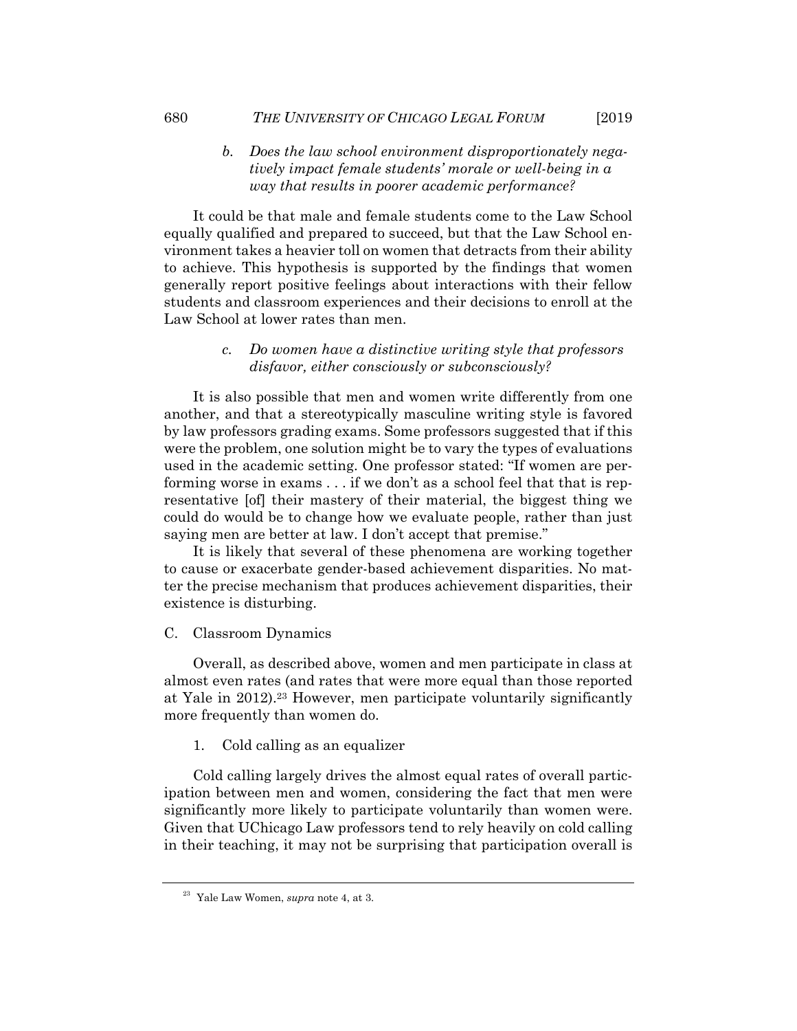*b. Does the law school environment disproportionately negatively impact female students' morale or well-being in a way that results in poorer academic performance?*

It could be that male and female students come to the Law School equally qualified and prepared to succeed, but that the Law School environment takes a heavier toll on women that detracts from their ability to achieve. This hypothesis is supported by the findings that women generally report positive feelings about interactions with their fellow students and classroom experiences and their decisions to enroll at the Law School at lower rates than men.

*c. Do women have a distinctive writing style that professors disfavor, either consciously or subconsciously?*

It is also possible that men and women write differently from one another, and that a stereotypically masculine writing style is favored by law professors grading exams. Some professors suggested that if this were the problem, one solution might be to vary the types of evaluations used in the academic setting. One professor stated: "If women are performing worse in exams . . . if we don't as a school feel that that is representative [of] their mastery of their material, the biggest thing we could do would be to change how we evaluate people, rather than just saying men are better at law. I don't accept that premise."

It is likely that several of these phenomena are working together to cause or exacerbate gender-based achievement disparities. No matter the precise mechanism that produces achievement disparities, their existence is disturbing.

## C. Classroom Dynamics

Overall, as described above, women and men participate in class at almost even rates (and rates that were more equal than those reported at Yale in 2012).[23] However, men participate voluntarily significantly more frequently than women do.

### 1. Cold calling as an equalizer

Cold calling largely drives the almost equal rates of overall participation between men and women, considering the fact that men were significantly more likely to participate voluntarily than women were. Given that UChicago Law professors tend to rely heavily on cold calling in their teaching, it may not be surprising that participation overall is

---

[23] Yale Law Women, *supra* note 4, at 3.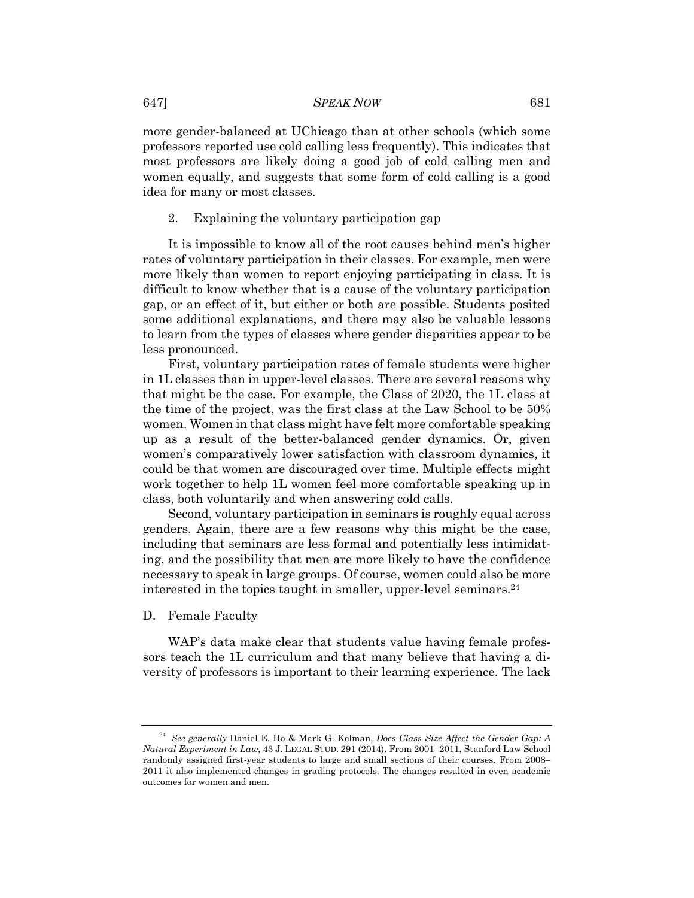more gender-balanced at UChicago than at other schools (which some professors reported use cold calling less frequently). This indicates that most professors are likely doing a good job of cold calling men and women equally, and suggests that some form of cold calling is a good idea for many or most classes.

2. Explaining the voluntary participation gap

It is impossible to know all of the root causes behind men's higher rates of voluntary participation in their classes. For example, men were more likely than women to report enjoying participating in class. It is difficult to know whether that is a cause of the voluntary participation gap, or an effect of it, but either or both are possible. Students posited some additional explanations, and there may also be valuable lessons to learn from the types of classes where gender disparities appear to be less pronounced.

First, voluntary participation rates of female students were higher in 1L classes than in upper-level classes. There are several reasons why that might be the case. For example, the Class of 2020, the 1L class at the time of the project, was the first class at the Law School to be 50% women. Women in that class might have felt more comfortable speaking up as a result of the better-balanced gender dynamics. Or, given women's comparatively lower satisfaction with classroom dynamics, it could be that women are discouraged over time. Multiple effects might work together to help 1L women feel more comfortable speaking up in class, both voluntarily and when answering cold calls.

Second, voluntary participation in seminars is roughly equal across genders. Again, there are a few reasons why this might be the case, including that seminars are less formal and potentially less intimidating, and the possibility that men are more likely to have the confidence necessary to speak in large groups. Of course, women could also be more interested in the topics taught in smaller, upper-level seminars.[24]

D. Female Faculty

WAP's data make clear that students value having female professors teach the 1L curriculum and that many believe that having a diversity of professors is important to their learning experience. The lack

---

[24] *See generally* Daniel E. Ho & Mark G. Kelman, *Does Class Size Affect the Gender Gap: A Natural Experiment in Law,* 43 J. LEGAL STUD. 291 (2014). From 2001–2011, Stanford Law School randomly assigned first-year students to large and small sections of their courses. From 2008–2011 it also implemented changes in grading protocols. The changes resulted in even academic outcomes for women and men.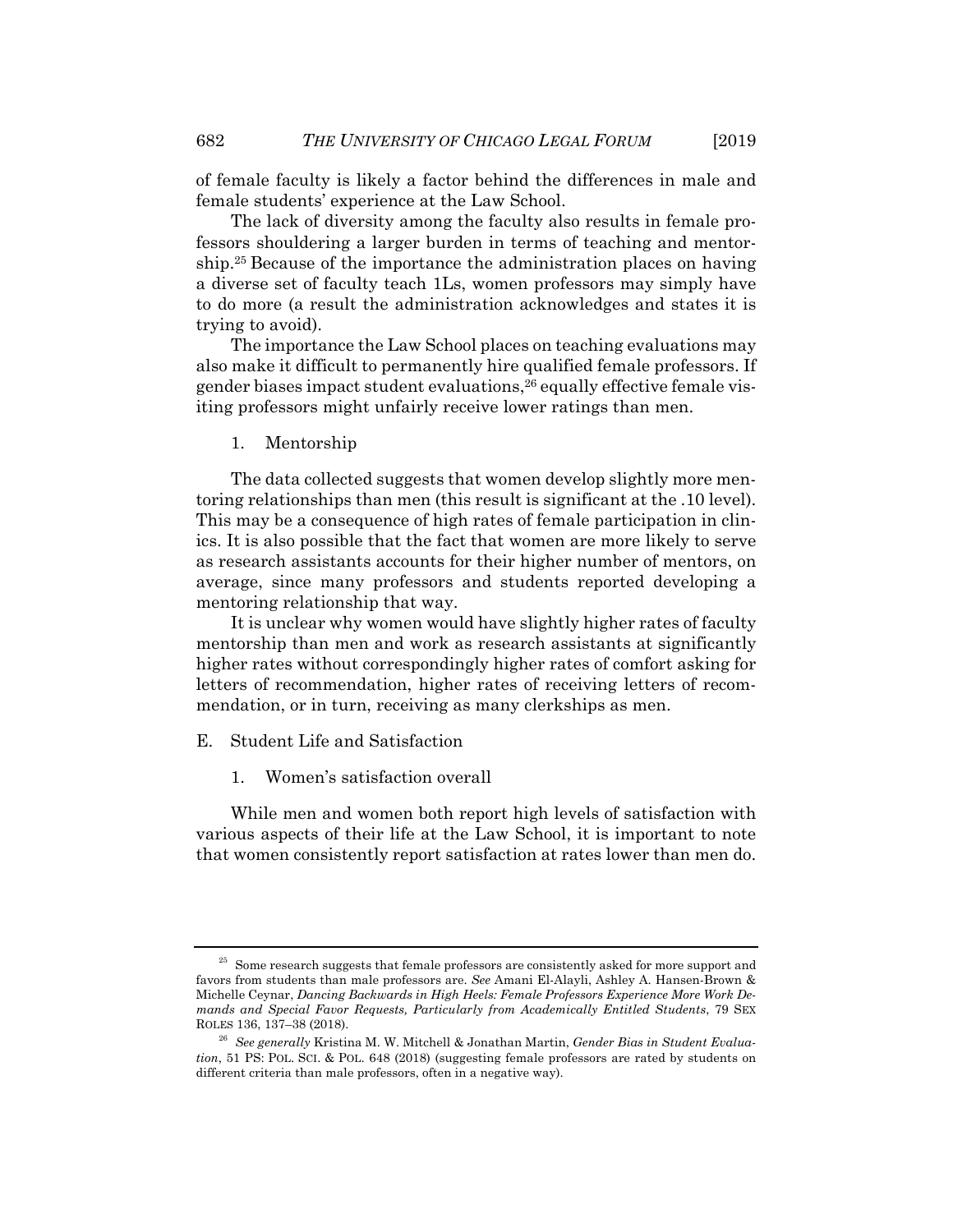of female faculty is likely a factor behind the differences in male and female students' experience at the Law School.

The lack of diversity among the faculty also results in female professors shouldering a larger burden in terms of teaching and mentorship.[25] Because of the importance the administration places on having a diverse set of faculty teach 1Ls, women professors may simply have to do more (a result the administration acknowledges and states it is trying to avoid).

The importance the Law School places on teaching evaluations may also make it difficult to permanently hire qualified female professors. If gender biases impact student evaluations,[26] equally effective female visiting professors might unfairly receive lower ratings than men.

### 1. Mentorship

The data collected suggests that women develop slightly more mentoring relationships than men (this result is significant at the .10 level). This may be a consequence of high rates of female participation in clinics. It is also possible that the fact that women are more likely to serve as research assistants accounts for their higher number of mentors, on average, since many professors and students reported developing a mentoring relationship that way.

It is unclear why women would have slightly higher rates of faculty mentorship than men and work as research assistants at significantly higher rates without correspondingly higher rates of comfort asking for letters of recommendation, higher rates of receiving letters of recommendation, or in turn, receiving as many clerkships as men.

## E. Student Life and Satisfaction

### 1. Women's satisfaction overall

While men and women both report high levels of satisfaction with various aspects of their life at the Law School, it is important to note that women consistently report satisfaction at rates lower than men do.

---

[25] Some research suggests that female professors are consistently asked for more support and favors from students than male professors are. *See* Amani El-Alayli, Ashley A. Hansen-Brown & Michelle Ceynar, *Dancing Backwards in High Heels: Female Professors Experience More Work Demands and Special Favor Requests, Particularly from Academically Entitled Students*, 79 SEX ROLES 136, 137–38 (2018).

[26] *See generally* Kristina M. W. Mitchell & Jonathan Martin, *Gender Bias in Student Evaluation*, 51 PS: POL. SCI. & POL. 648 (2018) (suggesting female professors are rated by students on different criteria than male professors, often in a negative way).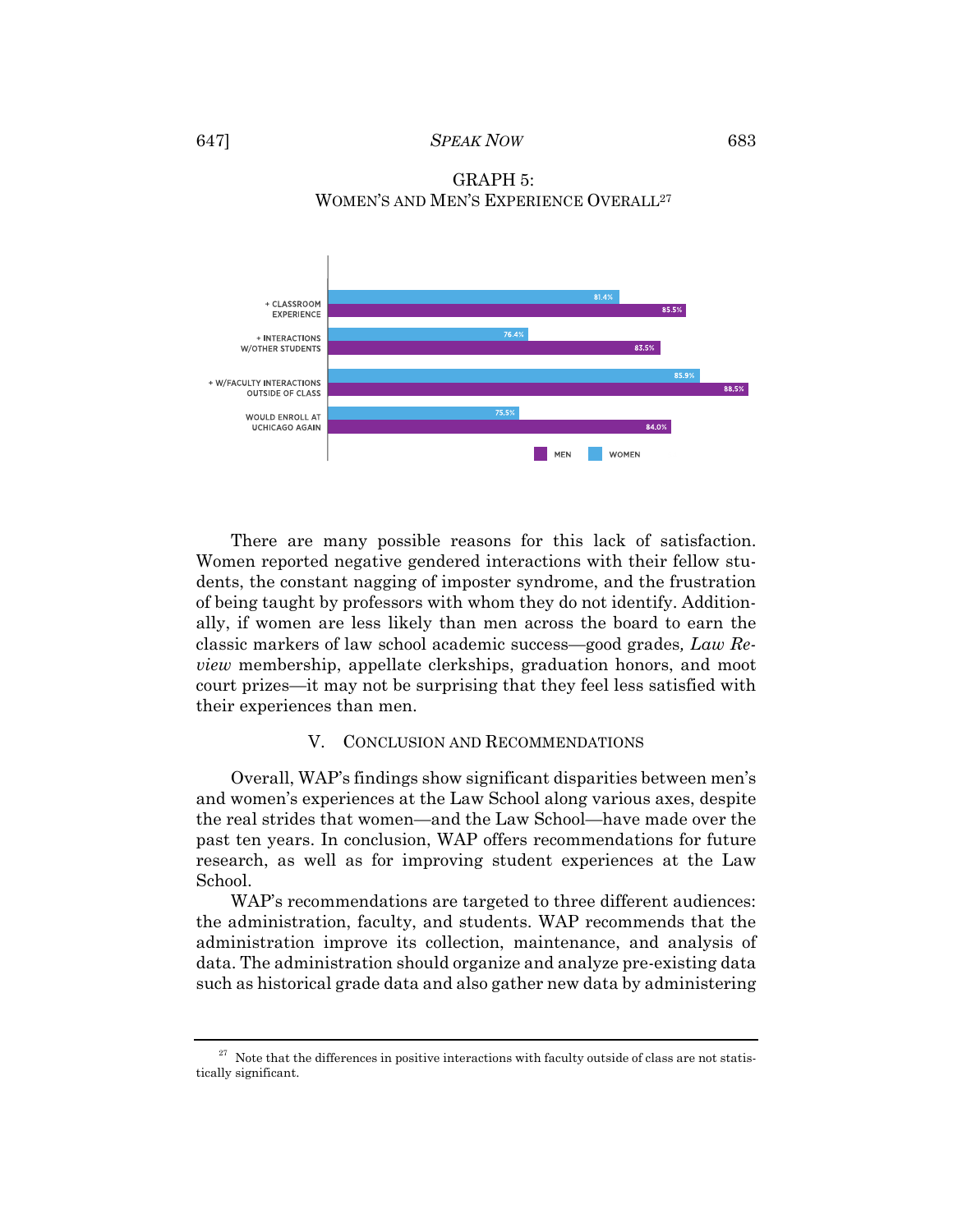GRAPH 5:
WOMEN'S AND MEN'S EXPERIENCE OVERALL[27]

| | WOMEN | MEN |
|---|---|---|
| + CLASSROOM EXPERIENCE | 81.4% | 85.5% |
| + INTERACTIONS W/OTHER STUDENTS | 76.4% | 83.5% |
| + W/FACULTY INTERACTIONS OUTSIDE OF CLASS | 85.9% | 88.5% |
| WOULD ENROLL AT UCHICAGO AGAIN | 75.5% | 84.0% |

There are many possible reasons for this lack of satisfaction. Women reported negative gendered interactions with their fellow students, the constant nagging of imposter syndrome, and the frustration of being taught by professors with whom they do not identify. Additionally, if women are less likely than men across the board to earn the classic markers of law school academic success—good grades, *Law Review* membership, appellate clerkships, graduation honors, and moot court prizes—it may not be surprising that they feel less satisfied with their experiences than men.

## V. CONCLUSION AND RECOMMENDATIONS

Overall, WAP's findings show significant disparities between men's and women's experiences at the Law School along various axes, despite the real strides that women—and the Law School—have made over the past ten years. In conclusion, WAP offers recommendations for future research, as well as for improving student experiences at the Law School.

WAP's recommendations are targeted to three different audiences: the administration, faculty, and students. WAP recommends that the administration improve its collection, maintenance, and analysis of data. The administration should organize and analyze pre-existing data such as historical grade data and also gather new data by administering

---

[27] Note that the differences in positive interactions with faculty outside of class are not statistically significant.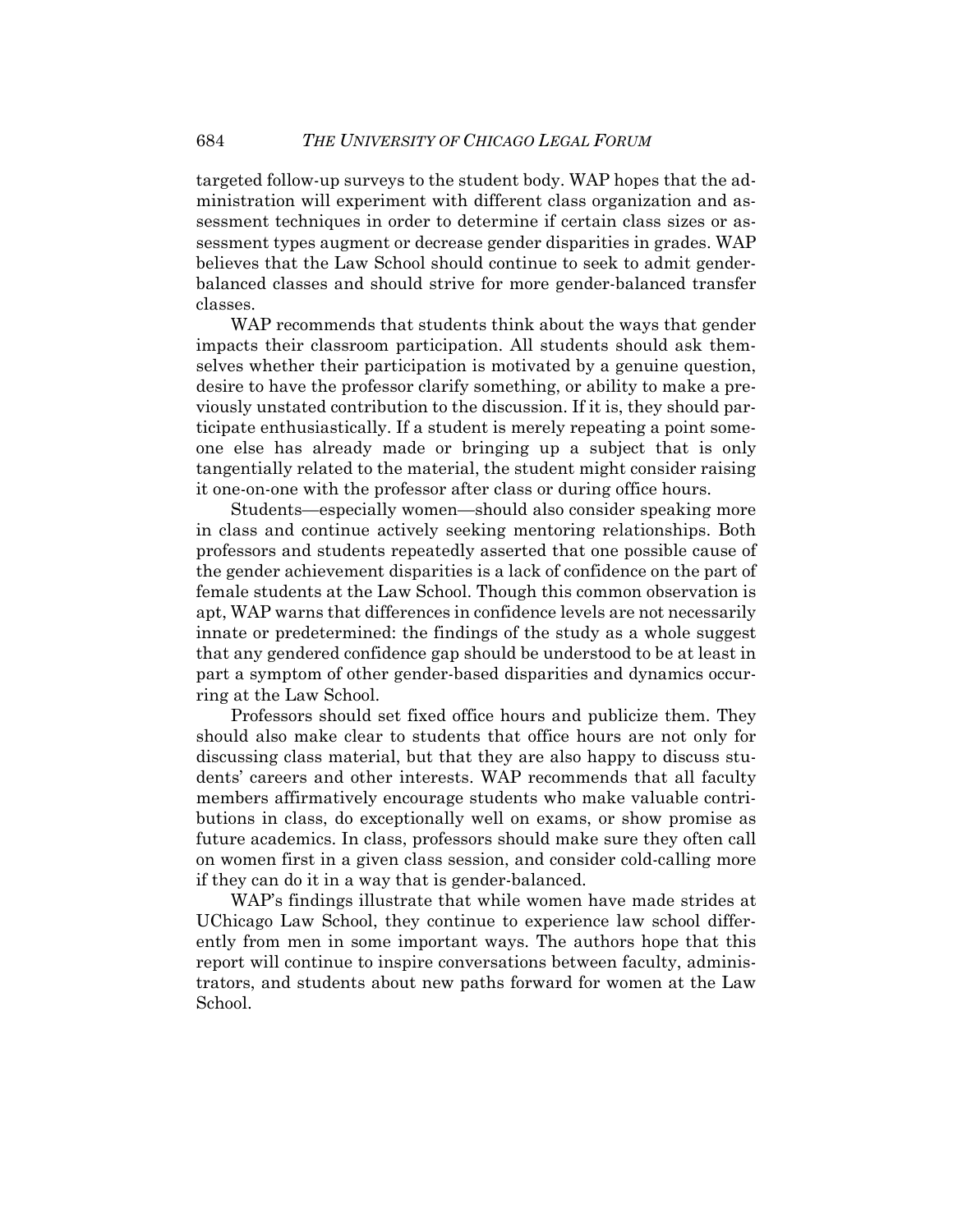targeted follow-up surveys to the student body. WAP hopes that the administration will experiment with different class organization and assessment techniques in order to determine if certain class sizes or assessment types augment or decrease gender disparities in grades. WAP believes that the Law School should continue to seek to admit gender-balanced classes and should strive for more gender-balanced transfer classes.

WAP recommends that students think about the ways that gender impacts their classroom participation. All students should ask themselves whether their participation is motivated by a genuine question, desire to have the professor clarify something, or ability to make a previously unstated contribution to the discussion. If it is, they should participate enthusiastically. If a student is merely repeating a point someone else has already made or bringing up a subject that is only tangentially related to the material, the student might consider raising it one-on-one with the professor after class or during office hours.

Students—especially women—should also consider speaking more in class and continue actively seeking mentoring relationships. Both professors and students repeatedly asserted that one possible cause of the gender achievement disparities is a lack of confidence on the part of female students at the Law School. Though this common observation is apt, WAP warns that differences in confidence levels are not necessarily innate or predetermined: the findings of the study as a whole suggest that any gendered confidence gap should be understood to be at least in part a symptom of other gender-based disparities and dynamics occurring at the Law School.

Professors should set fixed office hours and publicize them. They should also make clear to students that office hours are not only for discussing class material, but that they are also happy to discuss students' careers and other interests. WAP recommends that all faculty members affirmatively encourage students who make valuable contributions in class, do exceptionally well on exams, or show promise as future academics. In class, professors should make sure they often call on women first in a given class session, and consider cold-calling more if they can do it in a way that is gender-balanced.

WAP's findings illustrate that while women have made strides at UChicago Law School, they continue to experience law school differently from men in some important ways. The authors hope that this report will continue to inspire conversations between faculty, administrators, and students about new paths forward for women at the Law School.